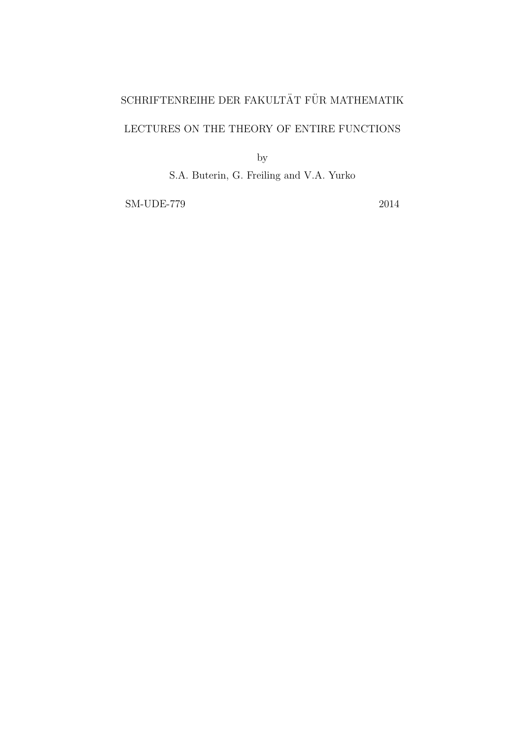SCHRIFTENREIHE DER FAKULTÄT FÜR MATHEMATIK

# LECTURES ON THE THEORY OF ENTIRE FUNCTIONS

by

S.A. Buterin, G. Freiling and V.A. Yurko

SM-UDE-779 2014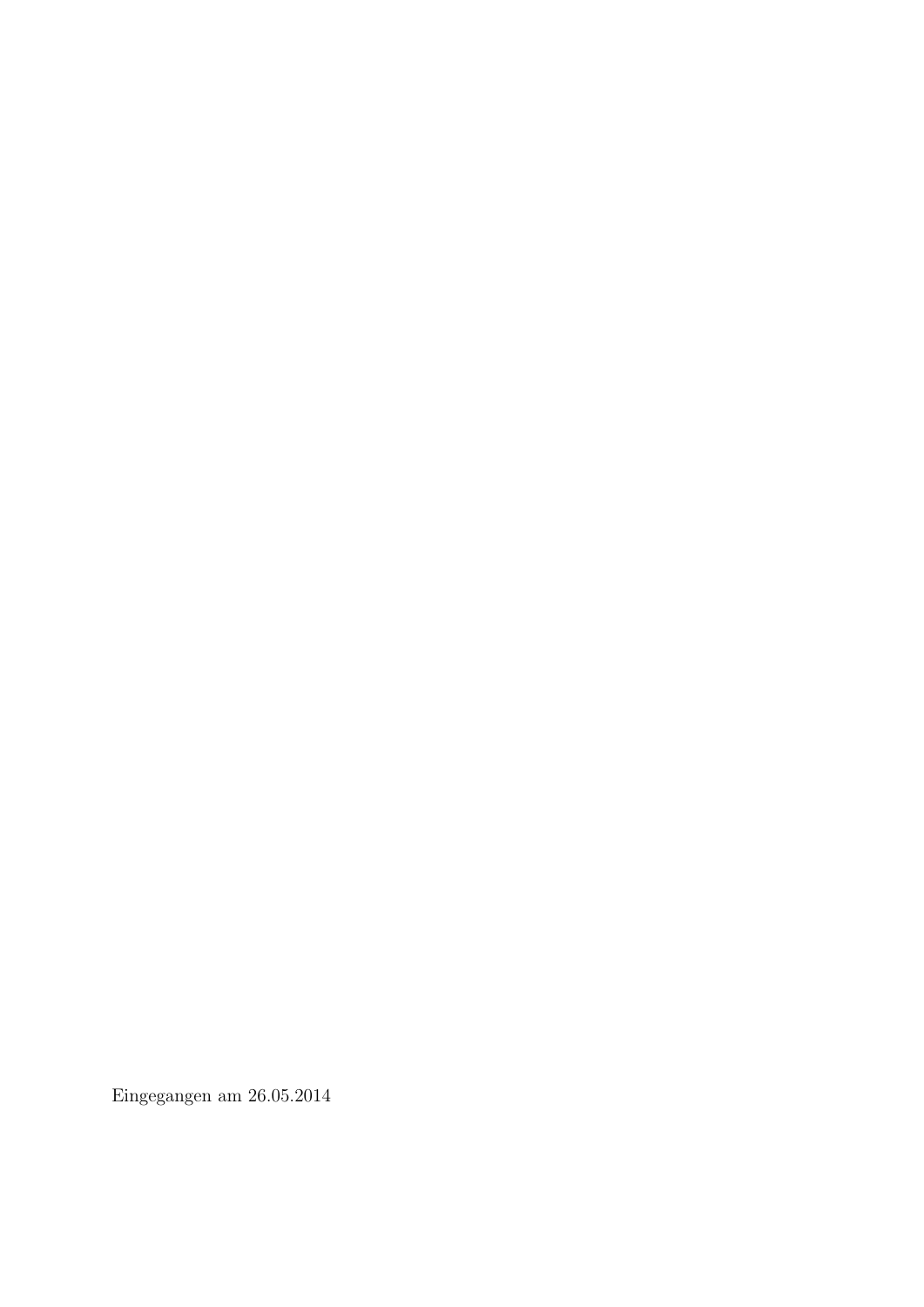Eingegangen am 26.05.2014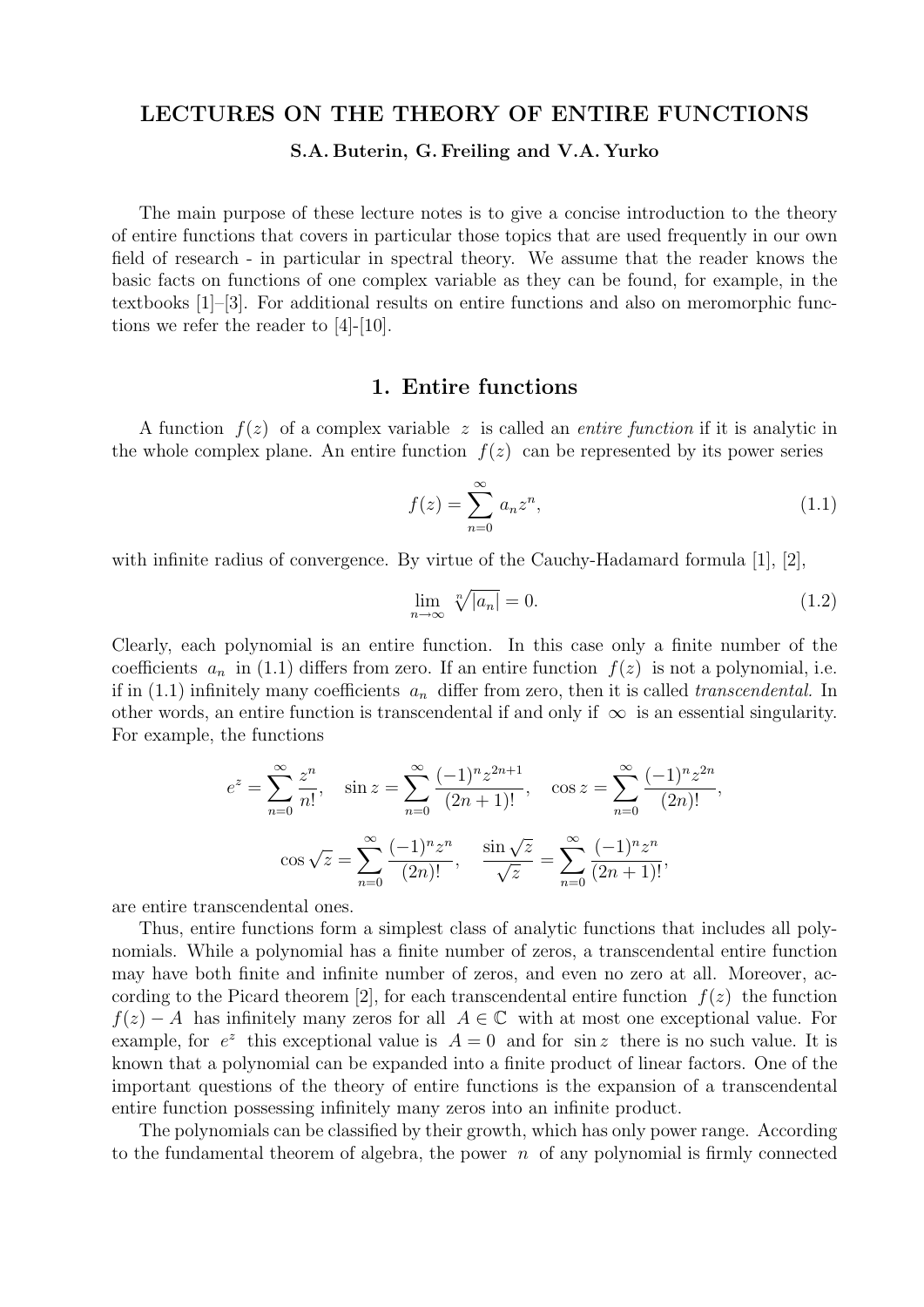# LECTURES ON THE THEORY OF ENTIRE FUNCTIONS

**S.A. Buterin, G. Freiling and V.A. Yurko**

The main purpose of these lecture notes is to give a concise introduction to the theory of entire functions that covers in particular those topics that are used frequently in our own field of research - in particular in spectral theory. We assume that the reader knows the basic facts on functions of one complex variable as they can be found, for example, in the textbooks [1]–[3]. For additional results on entire functions and also on meromorphic functions we refer the reader to [4]-[10].

## 1. Entire functions

A function $f(z)$ of a complex variable $z$ is called an *entire function* if it is analytic in the whole complex plane. An entire function $f(z)$ can be represented by its power series

$$f(z) = \sum_{n=0}^{\infty} a_n z^n, \tag{1.1}$$

with infinite radius of convergence. By virtue of the Cauchy-Hadamard formula [1], [2],

$$\lim_{n\to\infty} \sqrt[n]{|a_n|} = 0. \tag{1.2}$$

Clearly, each polynomial is an entire function. In this case only a finite number of the coefficients $a_n$ in (1.1) differs from zero. If an entire function $f(z)$ is not a polynomial, i.e. if in (1.1) infinitely many coefficients $a_n$ differ from zero, then it is called *transcendental*. In other words, an entire function is transcendental if and only if $\infty$ is an essential singularity. For example, the functions

$$e^z = \sum_{n=0}^{\infty} \frac{z^n}{n!}, \quad \sin z = \sum_{n=0}^{\infty} \frac{(-1)^n z^{2n+1}}{(2n+1)!}, \quad \cos z = \sum_{n=0}^{\infty} \frac{(-1)^n z^{2n}}{(2n)!},$$

$$\cos\sqrt{z} = \sum_{n=0}^{\infty} \frac{(-1)^n z^n}{(2n)!}, \quad \frac{\sin\sqrt{z}}{\sqrt{z}} = \sum_{n=0}^{\infty} \frac{(-1)^n z^n}{(2n+1)!},$$

are entire transcendental ones.

Thus, entire functions form a simplest class of analytic functions that includes all polynomials. While a polynomial has a finite number of zeros, a transcendental entire function may have both finite and infinite number of zeros, and even no zero at all. Moreover, according to the Picard theorem [2], for each transcendental entire function $f(z)$ the function $f(z) - A$ has infinitely many zeros for all $A \in \mathbb{C}$ with at most one exceptional value. For example, for $e^z$ this exceptional value is $A = 0$ and for $\sin z$ there is no such value. It is known that a polynomial can be expanded into a finite product of linear factors. One of the important questions of the theory of entire functions is the expansion of a transcendental entire function possessing infinitely many zeros into an infinite product.

The polynomials can be classified by their growth, which has only power range. According to the fundamental theorem of algebra, the power $n$ of any polynomial is firmly connected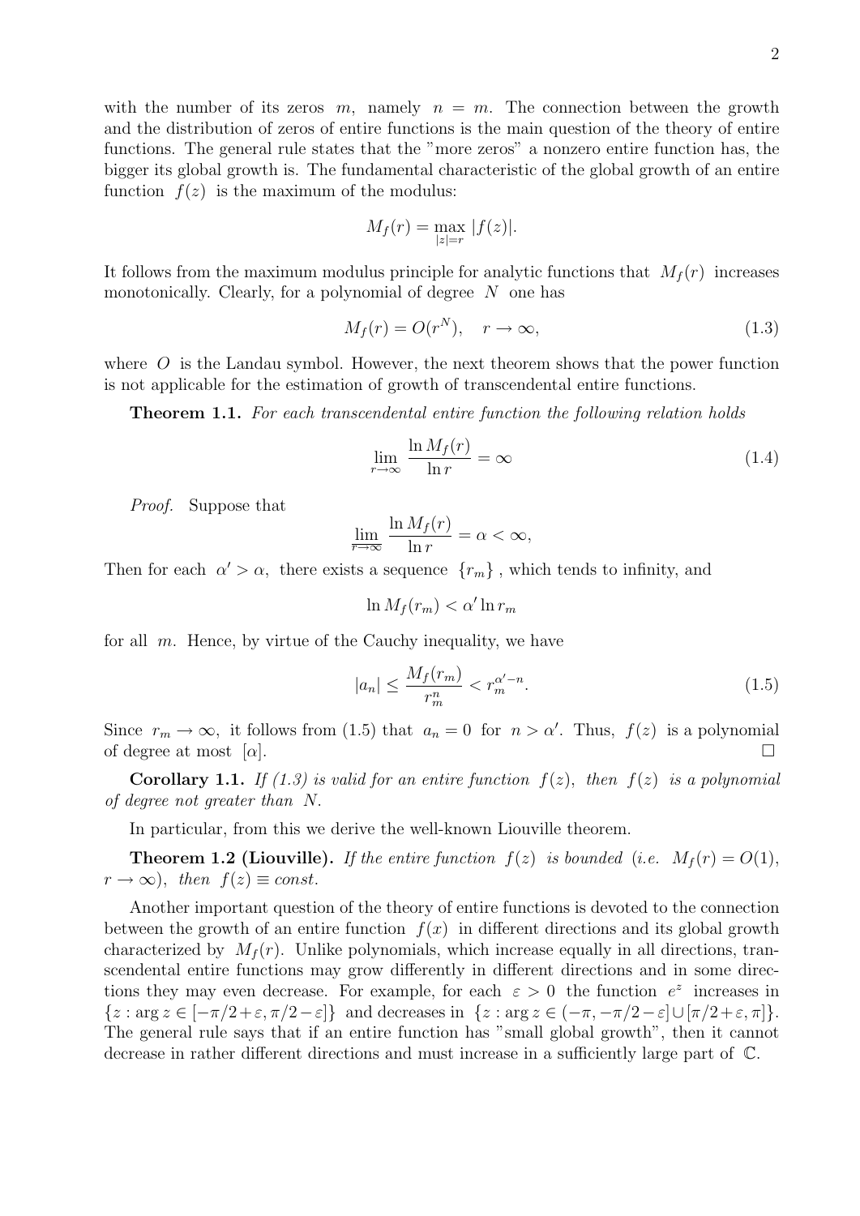with the number of its zeros $m$, namely $n = m$. The connection between the growth and the distribution of zeros of entire functions is the main question of the theory of entire functions. The general rule states that the "more zeros" a nonzero entire function has, the bigger its global growth is. The fundamental characteristic of the global growth of an entire function $f(z)$ is the maximum of the modulus:

$$M_f(r) = \max_{|z|=r} |f(z)|.$$

It follows from the maximum modulus principle for analytic functions that $M_f(r)$ increases monotonically. Clearly, for a polynomial of degree $N$ one has

$$M_f(r) = O(r^N), \quad r \to \infty, \tag{1.3}$$

where $O$ is the Landau symbol. However, the next theorem shows that the power function is not applicable for the estimation of growth of transcendental entire functions.

**Theorem 1.1.** *For each transcendental entire function the following relation holds*

$$\lim_{r\to\infty} \frac{\ln M_f(r)}{\ln r} = \infty \tag{1.4}$$

*Proof.* Suppose that

$$\varliminf_{r\to\infty} \frac{\ln M_f(r)}{\ln r} = \alpha < \infty,$$

Then for each $\alpha' > \alpha$, there exists a sequence $\{r_m\}$, which tends to infinity, and

$$\ln M_f(r_m) < \alpha' \ln r_m$$

for all $m$. Hence, by virtue of the Cauchy inequality, we have

$$|a_n| \le \frac{M_f(r_m)}{r_m^n} < r_m^{\alpha'-n}. \tag{1.5}$$

Since $r_m \to \infty$, it follows from (1.5) that $a_n = 0$ for $n > \alpha'$. Thus, $f(z)$ is a polynomial of degree at most $[\alpha]$. $\square$

**Corollary 1.1.** *If (1.3) is valid for an entire function $f(z)$, then $f(z)$ is a polynomial of degree not greater than $N$.*

In particular, from this we derive the well-known Liouville theorem.

**Theorem 1.2 (Liouville).** *If the entire function $f(z)$ is bounded (i.e. $M_f(r) = O(1)$, $r \to \infty$), then $f(z) \equiv const$.*

Another important question of the theory of entire functions is devoted to the connection between the growth of an entire function $f(x)$ in different directions and its global growth characterized by $M_f(r)$. Unlike polynomials, which increase equally in all directions, transcendental entire functions may grow differently in different directions and in some directions they may even decrease. For example, for each $\varepsilon > 0$ the function $e^z$ increases in $\{z : \arg z \in [-\pi/2+\varepsilon, \pi/2-\varepsilon]\}$ and decreases in $\{z : \arg z \in (-\pi, -\pi/2-\varepsilon] \cup [\pi/2+\varepsilon, \pi]\}$. The general rule says that if an entire function has "small global growth", then it cannot decrease in rather different directions and must increase in a sufficiently large part of $\mathbb{C}$.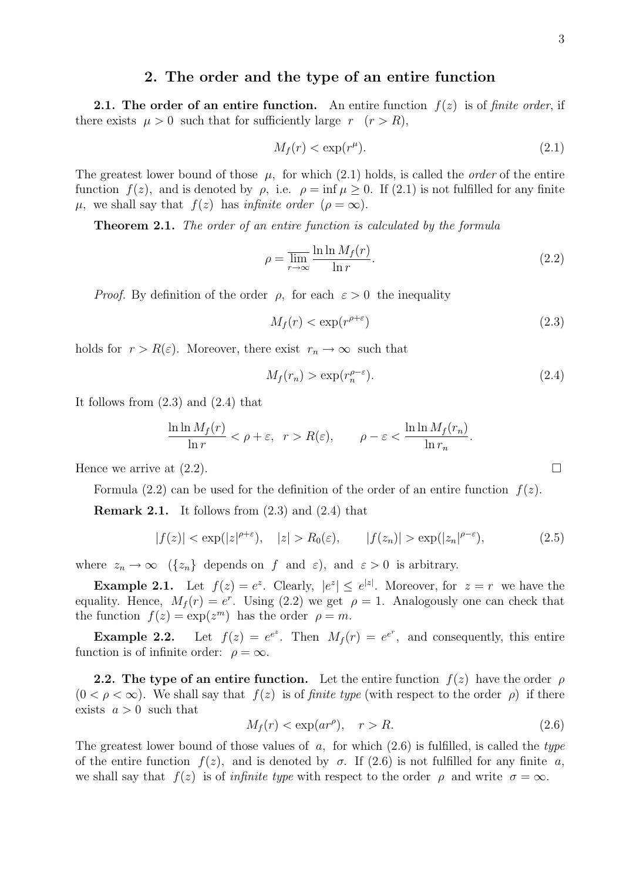## 2. The order and the type of an entire function

**2.1. The order of an entire function.** An entire function $f(z)$ is of *finite order*, if there exists $\mu > 0$ such that for sufficiently large $r$ $(r > R)$,

$$M_f(r) < \exp(r^\mu). \tag{2.1}$$

The greatest lower bound of those $\mu$, for which (2.1) holds, is called the *order* of the entire function $f(z)$, and is denoted by $\rho$, i.e. $\rho = \inf \mu \geq 0$. If (2.1) is not fulfilled for any finite $\mu$, we shall say that $f(z)$ has *infinite order* $(\rho = \infty)$.

**Theorem 2.1.** *The order of an entire function is calculated by the formula*

$$\rho = \overline{\lim_{r\to\infty}} \frac{\ln \ln M_f(r)}{\ln r}. \tag{2.2}$$

*Proof.* By definition of the order $\rho$, for each $\varepsilon > 0$ the inequality

$$M_f(r) < \exp(r^{\rho+\varepsilon}) \tag{2.3}$$

holds for $r > R(\varepsilon)$. Moreover, there exist $r_n \to \infty$ such that

$$M_f(r_n) > \exp(r_n^{\rho-\varepsilon}). \tag{2.4}$$

It follows from (2.3) and (2.4) that

$$\frac{\ln \ln M_f(r)}{\ln r} < \rho + \varepsilon, \quad r > R(\varepsilon), \qquad \rho - \varepsilon < \frac{\ln \ln M_f(r_n)}{\ln r_n}.$$

Hence we arrive at (2.2). □

Formula (2.2) can be used for the definition of the order of an entire function $f(z)$.

**Remark 2.1.** It follows from (2.3) and (2.4) that

$$|f(z)| < \exp(|z|^{\rho+\varepsilon}), \quad |z| > R_0(\varepsilon), \qquad |f(z_n)| > \exp(|z_n|^{\rho-\varepsilon}), \tag{2.5}$$

where $z_n \to \infty$ ($\{z_n\}$ depends on $f$ and $\varepsilon$), and $\varepsilon > 0$ is arbitrary.

**Example 2.1.** Let $f(z) = e^z$. Clearly, $|e^z| \leq e^{|z|}$. Moreover, for $z = r$ we have the equality. Hence, $M_f(r) = e^r$. Using (2.2) we get $\rho = 1$. Analogously one can check that the function $f(z) = \exp(z^m)$ has the order $\rho = m$.

**Example 2.2.** Let $f(z) = e^{e^z}$. Then $M_f(r) = e^{e^r}$, and consequently, this entire function is of infinite order: $\rho = \infty$.

**2.2. The type of an entire function.** Let the entire function $f(z)$ have the order $\rho$ $(0 < \rho < \infty)$. We shall say that $f(z)$ is of *finite type* (with respect to the order $\rho$) if there exists $a > 0$ such that

$$M_f(r) < \exp(ar^\rho), \quad r > R. \tag{2.6}$$

The greatest lower bound of those values of $a$, for which (2.6) is fulfilled, is called the *type* of the entire function $f(z)$, and is denoted by $\sigma$. If (2.6) is not fulfilled for any finite $a$, we shall say that $f(z)$ is of *infinite type* with respect to the order $\rho$ and write $\sigma = \infty$.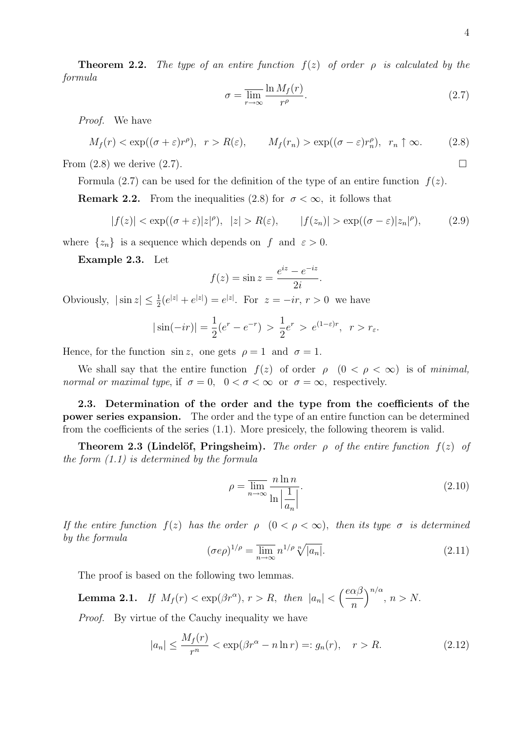**Theorem 2.2.** *The type of an entire function $f(z)$ of order $\rho$ is calculated by the formula*

$$\sigma = \overline{\lim_{r\to\infty}} \frac{\ln M_f(r)}{r^\rho}. \tag{2.7}$$

*Proof.* We have

$$M_f(r) < \exp((\sigma+\varepsilon)r^\rho), \ \ r > R(\varepsilon), \qquad M_f(r_n) > \exp((\sigma-\varepsilon)r_n^\rho), \ \ r_n \uparrow \infty. \tag{2.8}$$

From (2.8) we derive (2.7). $\square$

Formula (2.7) can be used for the definition of the type of an entire function $f(z)$.

**Remark 2.2.** From the inequalities (2.8) for $\sigma < \infty$, it follows that

$$|f(z)| < \exp((\sigma+\varepsilon)|z|^\rho), \ \ |z| > R(\varepsilon), \qquad |f(z_n)| > \exp((\sigma-\varepsilon)|z_n|^\rho), \tag{2.9}$$

where $\{z_n\}$ is a sequence which depends on $f$ and $\varepsilon > 0$.

**Example 2.3.** Let

$$f(z) = \sin z = \frac{e^{iz} - e^{-iz}}{2i}.$$

Obviously, $|\sin z| \le \frac{1}{2}(e^{|z|} + e^{|z|}) = e^{|z|}$. For $z = -ir$, $r > 0$ we have

$$|\sin(-ir)| = \frac{1}{2}(e^r - e^{-r}) \ > \ \frac{1}{2}e^r \ > \ e^{(1-\varepsilon)r}, \ \ r > r_\varepsilon.$$

Hence, for the function $\sin z$, one gets $\rho = 1$ and $\sigma = 1$.

We shall say that the entire function $f(z)$ of order $\rho$ $(0 < \rho < \infty)$ is of *minimal, normal or maximal type*, if $\sigma = 0$, $0 < \sigma < \infty$ or $\sigma = \infty$, respectively.

**2.3. Determination of the order and the type from the coefficients of the power series expansion.** The order and the type of an entire function can be determined from the coefficients of the series (1.1). More presicely, the following theorem is valid.

**Theorem 2.3 (Lindelöf, Pringsheim).** *The order $\rho$ of the entire function $f(z)$ of the form (1.1) is determined by the formula*

$$\rho = \overline{\lim_{n\to\infty}} \frac{n \ln n}{\ln\left|\dfrac{1}{a_n}\right|}. \tag{2.10}$$

*If the entire function $f(z)$ has the order $\rho$ $(0 < \rho < \infty)$, then its type $\sigma$ is determined by the formula*

$$(\sigma e \rho)^{1/\rho} = \overline{\lim_{n\to\infty}} n^{1/\rho} \sqrt[n]{|a_n|}. \tag{2.11}$$

The proof is based on the following two lemmas.

**Lemma 2.1.** *If $M_f(r) < \exp(\beta r^\alpha)$, $r > R$, then $|a_n| < \Big(\dfrac{e\alpha\beta}{n}\Big)^{n/\alpha}$, $n > N$.*

*Proof.* By virtue of the Cauchy inequality we have

$$|a_n| \le \frac{M_f(r)}{r^n} < \exp(\beta r^\alpha - n \ln r) =: g_n(r), \quad r > R. \tag{2.12}$$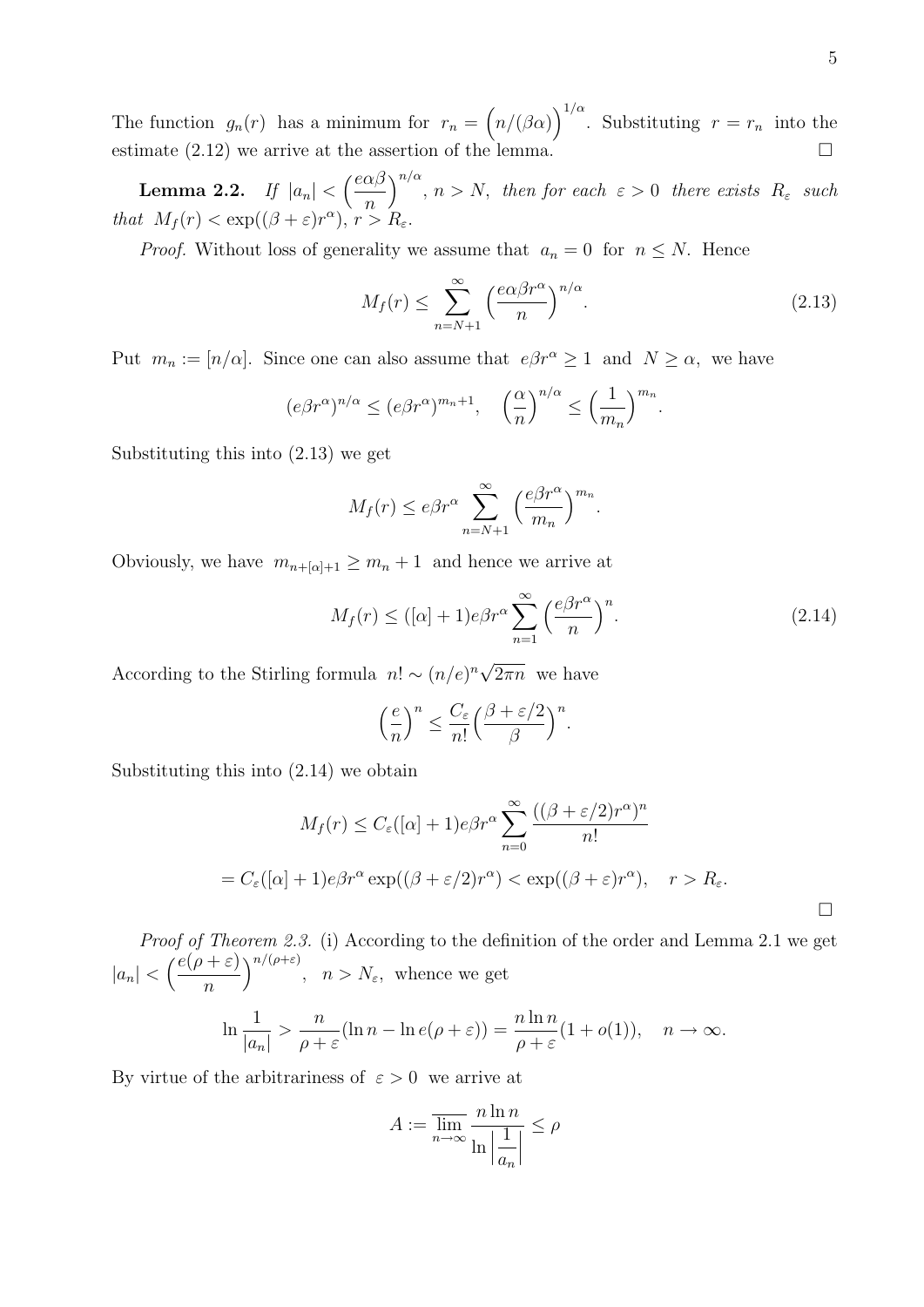The function $g_n(r)$ has a minimum for $r_n = \Big(n/(\beta\alpha)\Big)^{1/\alpha}$. Substituting $r = r_n$ into the estimate (2.12) we arrive at the assertion of the lemma. $\square$

**Lemma 2.2.** *If* $|a_n| < \Big(\dfrac{e\alpha\beta}{n}\Big)^{n/\alpha}$, $n > N$, *then for each* $\varepsilon > 0$ *there exists* $R_\varepsilon$ *such that* $M_f(r) < \exp((\beta+\varepsilon)r^\alpha)$, $r > R_\varepsilon$.

*Proof.* Without loss of generality we assume that $a_n = 0$ for $n \le N$. Hence

$$M_f(r) \le \sum_{n=N+1}^{\infty} \Big(\frac{e\alpha\beta r^\alpha}{n}\Big)^{n/\alpha}. \tag{2.13}$$

Put $m_n := [n/\alpha]$. Since one can also assume that $e\beta r^\alpha \ge 1$ and $N \ge \alpha$, we have

$$(e\beta r^\alpha)^{n/\alpha} \le (e\beta r^\alpha)^{m_n+1}, \quad \Big(\frac{\alpha}{n}\Big)^{n/\alpha} \le \Big(\frac{1}{m_n}\Big)^{m_n}.$$

Substituting this into (2.13) we get

$$M_f(r) \le e\beta r^\alpha \sum_{n=N+1}^{\infty} \Big(\frac{e\beta r^\alpha}{m_n}\Big)^{m_n}.$$

Obviously, we have $m_{n+[\alpha]+1} \ge m_n + 1$ and hence we arrive at

$$M_f(r) \le ([\alpha]+1)e\beta r^\alpha \sum_{n=1}^{\infty} \Big(\frac{e\beta r^\alpha}{n}\Big)^{n}. \tag{2.14}$$

According to the Stirling formula $n! \sim (n/e)^n\sqrt{2\pi n}$ we have

$$\Big(\frac{e}{n}\Big)^n \le \frac{C_\varepsilon}{n!}\Big(\frac{\beta+\varepsilon/2}{\beta}\Big)^n.$$

Substituting this into (2.14) we obtain

$$M_f(r) \le C_\varepsilon([\alpha]+1)e\beta r^\alpha \sum_{n=0}^{\infty} \frac{((\beta+\varepsilon/2)r^\alpha)^n}{n!}$$

$$= C_\varepsilon([\alpha]+1)e\beta r^\alpha \exp((\beta+\varepsilon/2)r^\alpha) < \exp((\beta+\varepsilon)r^\alpha), \quad r > R_\varepsilon.$$

$\square$

*Proof of Theorem 2.3.* (i) According to the definition of the order and Lemma 2.1 we get $|a_n| < \Big(\dfrac{e(\rho+\varepsilon)}{n}\Big)^{n/(\rho+\varepsilon)}$, $n > N_\varepsilon$, whence we get

$$\ln\frac{1}{|a_n|} > \frac{n}{\rho+\varepsilon}(\ln n - \ln e(\rho+\varepsilon)) = \frac{n\ln n}{\rho+\varepsilon}(1+o(1)), \quad n \to \infty.$$

By virtue of the arbitrariness of $\varepsilon > 0$ we arrive at

$$A := \varlimsup_{n\to\infty} \frac{n\ln n}{\ln\Big|\dfrac{1}{a_n}\Big|} \le \rho$$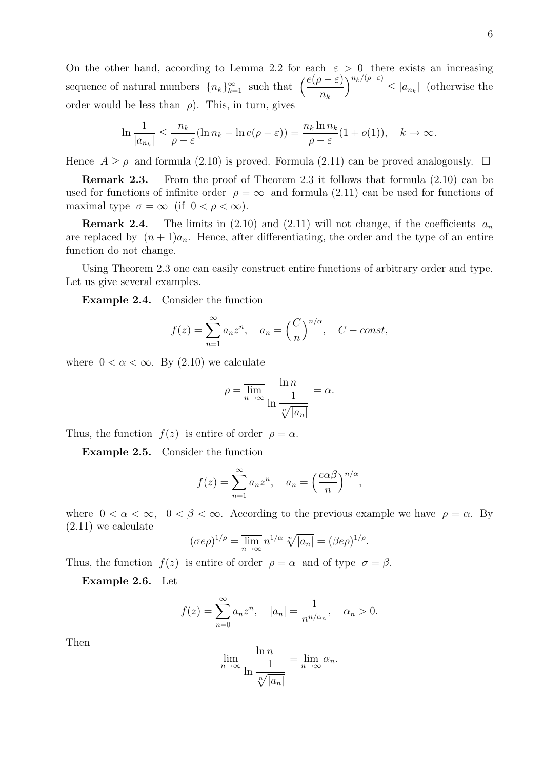On the other hand, according to Lemma 2.2 for each $\varepsilon > 0$ there exists an increasing sequence of natural numbers $\{n_k\}_{k=1}^{\infty}$ such that $\Big(\dfrac{e(\rho-\varepsilon)}{n_k}\Big)^{n_k/(\rho-\varepsilon)} \leq |a_{n_k}|$ (otherwise the order would be less than $\rho$). This, in turn, gives

$$\ln\frac{1}{|a_{n_k}|} \leq \frac{n_k}{\rho-\varepsilon}(\ln n_k - \ln e(\rho-\varepsilon)) = \frac{n_k \ln n_k}{\rho-\varepsilon}(1+o(1)), \quad k\to\infty.$$

Hence $A \geq \rho$ and formula (2.10) is proved. Formula (2.11) can be proved analogously. $\square$

**Remark 2.3.** From the proof of Theorem 2.3 it follows that formula (2.10) can be used for functions of infinite order $\rho = \infty$ and formula (2.11) can be used for functions of maximal type $\sigma = \infty$ (if $0 < \rho < \infty$).

**Remark 2.4.** The limits in (2.10) and (2.11) will not change, if the coefficients $a_n$ are replaced by $(n+1)a_n$. Hence, after differentiating, the order and the type of an entire function do not change.

Using Theorem 2.3 one can easily construct entire functions of arbitrary order and type. Let us give several examples.

**Example 2.4.** Consider the function

$$f(z) = \sum_{n=1}^{\infty} a_n z^n, \quad a_n = \Big(\frac{C}{n}\Big)^{n/\alpha}, \quad C - const,$$

where $0 < \alpha < \infty$. By (2.10) we calculate

$$\rho = \varlimsup_{n\to\infty} \frac{\ln n}{\ln \dfrac{1}{\sqrt[n]{|a_n|}}} = \alpha.$$

Thus, the function $f(z)$ is entire of order $\rho = \alpha$.

**Example 2.5.** Consider the function

$$f(z) = \sum_{n=1}^{\infty} a_n z^n, \quad a_n = \Big(\frac{e\alpha\beta}{n}\Big)^{n/\alpha},$$

where $0 < \alpha < \infty$, $0 < \beta < \infty$. According to the previous example we have $\rho = \alpha$. By (2.11) we calculate

$$(\sigma e\rho)^{1/\rho} = \varlimsup_{n\to\infty} n^{1/\alpha} \sqrt[n]{|a_n|} = (\beta e\rho)^{1/\rho}.$$

Thus, the function $f(z)$ is entire of order $\rho = \alpha$ and of type $\sigma = \beta$.

**Example 2.6.** Let

$$f(z) = \sum_{n=0}^{\infty} a_n z^n, \quad |a_n| = \frac{1}{n^{n/\alpha_n}}, \quad \alpha_n > 0.$$

Then

$$\varlimsup_{n\to\infty} \frac{\ln n}{\ln \dfrac{1}{\sqrt[n]{|a_n|}}} = \varlimsup_{n\to\infty} \alpha_n.$$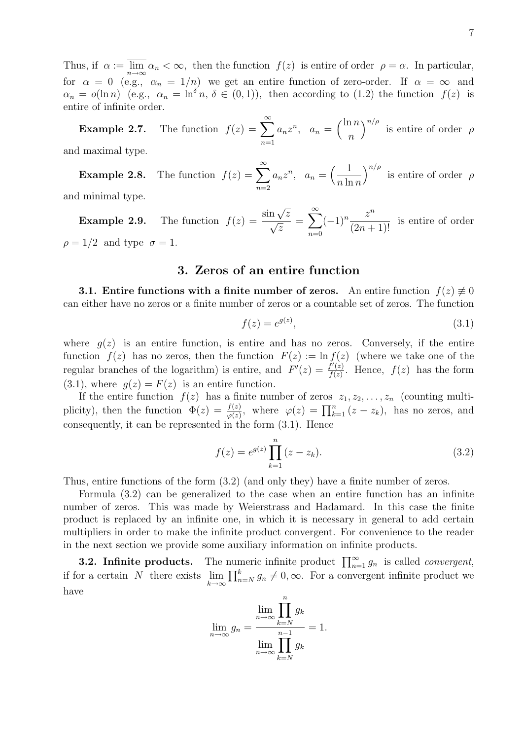Thus, if $\alpha := \overline{\lim\limits_{n\to\infty}}\, \alpha_n < \infty$, then the function $f(z)$ is entire of order $\rho = \alpha$. In particular, for $\alpha = 0$ (e.g., $\alpha_n = 1/n$) we get an entire function of zero-order. If $\alpha = \infty$ and $\alpha_n = o(\ln n)$ (e.g., $\alpha_n = \ln^\delta n,\ \delta \in (0,1)$), then according to (1.2) the function $f(z)$ is entire of infinite order.

**Example 2.7.** The function $f(z) = \sum\limits_{n=1}^{\infty} a_n z^n, \quad a_n = \left(\dfrac{\ln n}{n}\right)^{n/\rho}$ is entire of order $\rho$ and maximal type.

**Example 2.8.** The function $f(z) = \sum\limits_{n=2}^{\infty} a_n z^n, \quad a_n = \left(\dfrac{1}{n \ln n}\right)^{n/\rho}$ is entire of order $\rho$ and minimal type.

**Example 2.9.** The function $f(z) = \dfrac{\sin\sqrt{z}}{\sqrt{z}} = \sum\limits_{n=0}^{\infty} (-1)^n \dfrac{z^n}{(2n+1)!}$ is entire of order $\rho = 1/2$ and type $\sigma = 1$.

## 3. Zeros of an entire function

**3.1. Entire functions with a finite number of zeros.** An entire function $f(z) \not\equiv 0$ can either have no zeros or a finite number of zeros or a countable set of zeros. The function

$$f(z) = e^{g(z)}, \tag{3.1}$$

where $g(z)$ is an entire function, is entire and has no zeros. Conversely, if the entire function $f(z)$ has no zeros, then the function $F(z) := \ln f(z)$ (where we take one of the regular branches of the logarithm) is entire, and $F'(z) = \frac{f'(z)}{f(z)}$. Hence, $f(z)$ has the form (3.1), where $g(z) = F(z)$ is an entire function.

If the entire function $f(z)$ has a finite number of zeros $z_1, z_2, \ldots, z_n$ (counting multiplicity), then the function $\Phi(z) = \frac{f(z)}{\varphi(z)}$, where $\varphi(z) = \prod_{k=1}^{n}(z - z_k)$, has no zeros, and consequently, it can be represented in the form (3.1). Hence

$$f(z) = e^{g(z)} \prod_{k=1}^{n} (z - z_k). \tag{3.2}$$

Thus, entire functions of the form (3.2) (and only they) have a finite number of zeros.

Formula (3.2) can be generalized to the case when an entire function has an infinite number of zeros. This was made by Weierstrass and Hadamard. In this case the finite product is replaced by an infinite one, in which it is necessary in general to add certain multipliers in order to make the infinite product convergent. For convenience to the reader in the next section we provide some auxiliary information on infinite products.

**3.2. Infinite products.** The numeric infinite product $\prod_{n=1}^{\infty} g_n$ is called *convergent*, if for a certain $N$ there exists $\lim\limits_{k\to\infty} \prod_{n=N}^{k} g_n \neq 0, \infty$. For a convergent infinite product we have

$$\lim_{n\to\infty} g_n = \frac{\lim\limits_{n\to\infty} \prod\limits_{k=N}^{n} g_k}{\lim\limits_{n\to\infty} \prod\limits_{k=N}^{n-1} g_k} = 1.$$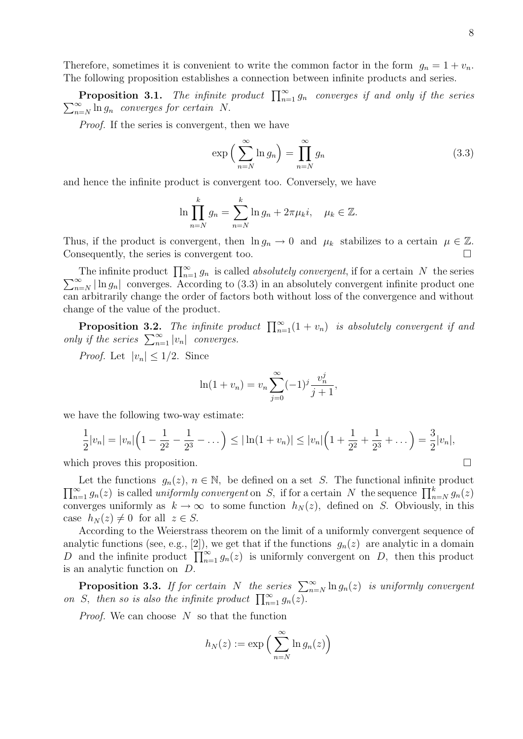Therefore, sometimes it is convenient to write the common factor in the form $g_n = 1 + v_n$. The following proposition establishes a connection between infinite products and series.

**Proposition 3.1.** *The infinite product* $\prod_{n=1}^{\infty} g_n$ *converges if and only if the series* $\sum_{n=N}^{\infty} \ln g_n$ *converges for certain* $N$.

*Proof.* If the series is convergent, then we have

$$\exp\Big(\sum_{n=N}^{\infty} \ln g_n\Big) = \prod_{n=N}^{\infty} g_n \tag{3.3}$$

and hence the infinite product is convergent too. Conversely, we have

$$\ln \prod_{n=N}^{k} g_n = \sum_{n=N}^{k} \ln g_n + 2\pi \mu_k i, \quad \mu_k \in \mathbb{Z}.$$

Thus, if the product is convergent, then $\ln g_n \to 0$ and $\mu_k$ stabilizes to a certain $\mu \in \mathbb{Z}$. Consequently, the series is convergent too. $\square$

The infinite product $\prod_{n=1}^{\infty} g_n$ is called *absolutely convergent*, if for a certain $N$ the series $\sum_{n=N}^{\infty} |\ln g_n|$ converges. According to (3.3) in an absolutely convergent infinite product one can arbitrarily change the order of factors both without loss of the convergence and without change of the value of the product.

**Proposition 3.2.** *The infinite product* $\prod_{n=1}^{\infty}(1 + v_n)$ *is absolutely convergent if and only if the series* $\sum_{n=1}^{\infty} |v_n|$ *converges.*

*Proof.* Let $|v_n| \le 1/2$. Since

$$\ln(1 + v_n) = v_n \sum_{j=0}^{\infty} (-1)^j \frac{v_n^j}{j+1},$$

we have the following two-way estimate:

$$\frac{1}{2}|v_n| = |v_n|\Big(1 - \frac{1}{2^2} - \frac{1}{2^3} - \dots\Big) \le |\ln(1 + v_n)| \le |v_n|\Big(1 + \frac{1}{2^2} + \frac{1}{2^3} + \dots\Big) = \frac{3}{2}|v_n|,$$

which proves this proposition. $\square$

Let the functions $g_n(z)$, $n \in \mathbb{N}$, be defined on a set $S$. The functional infinite product $\prod_{n=1}^{\infty} g_n(z)$ is called *uniformly convergent* on $S$, if for a certain $N$ the sequence $\prod_{n=N}^{k} g_n(z)$ converges uniformly as $k \to \infty$ to some function $h_N(z)$, defined on $S$. Obviously, in this case $h_N(z) \neq 0$ for all $z \in S$.

According to the Weierstrass theorem on the limit of a uniformly convergent sequence of analytic functions (see, e.g., [2]), we get that if the functions $g_n(z)$ are analytic in a domain $D$ and the infinite product $\prod_{n=1}^{\infty} g_n(z)$ is uniformly convergent on $D$, then this product is an analytic function on $D$.

**Proposition 3.3.** *If for certain* $N$ *the series* $\sum_{n=N}^{\infty} \ln g_n(z)$ *is uniformly convergent on* $S$, *then so is also the infinite product* $\prod_{n=1}^{\infty} g_n(z)$.

*Proof.* We can choose $N$ so that the function

$$h_N(z) := \exp\Big(\sum_{n=N}^{\infty} \ln g_n(z)\Big)$$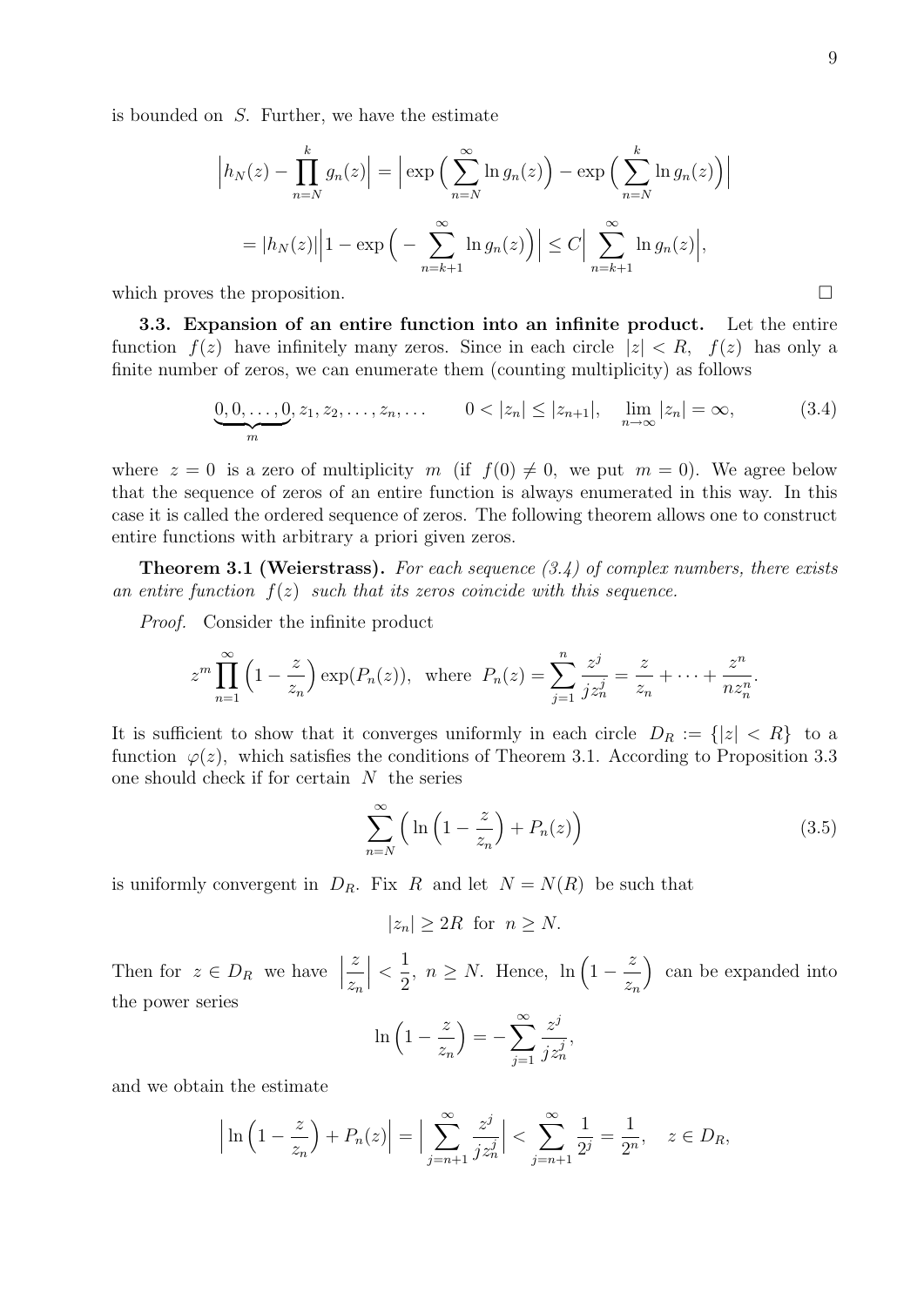is bounded on $S$. Further, we have the estimate

$$\Big|h_N(z) - \prod_{n=N}^{k} g_n(z)\Big| = \Big|\exp\Big(\sum_{n=N}^{\infty} \ln g_n(z)\Big) - \exp\Big(\sum_{n=N}^{k} \ln g_n(z)\Big)\Big|$$

$$= |h_N(z)|\Big|1 - \exp\Big(-\sum_{n=k+1}^{\infty} \ln g_n(z)\Big)\Big| \le C\Big|\sum_{n=k+1}^{\infty} \ln g_n(z)\Big|,$$

which proves the proposition. $\square$

**3.3. Expansion of an entire function into an infinite product.** Let the entire function $f(z)$ have infinitely many zeros. Since in each circle $|z| < R$, $f(z)$ has only a finite number of zeros, we can enumerate them (counting multiplicity) as follows

$$\underbrace{0, 0, \dots, 0}_{m}, z_1, z_2, \dots, z_n, \dots \qquad 0 < |z_n| \le |z_{n+1}|, \quad \lim_{n\to\infty} |z_n| = \infty, \tag{3.4}$$

where $z = 0$ is a zero of multiplicity $m$ (if $f(0) \neq 0$, we put $m = 0$). We agree below that the sequence of zeros of an entire function is always enumerated in this way. In this case it is called the ordered sequence of zeros. The following theorem allows one to construct entire functions with arbitrary a priori given zeros.

**Theorem 3.1 (Weierstrass).** *For each sequence (3.4) of complex numbers, there exists an entire function $f(z)$ such that its zeros coincide with this sequence.*

*Proof.* Consider the infinite product

$$z^m \prod_{n=1}^{\infty} \Big(1 - \frac{z}{z_n}\Big) \exp(P_n(z)), \quad \text{where } P_n(z) = \sum_{j=1}^{n} \frac{z^j}{j z_n^j} = \frac{z}{z_n} + \dots + \frac{z^n}{n z_n^n}.$$

It is sufficient to show that it converges uniformly in each circle $D_R := \{|z| < R\}$ to a function $\varphi(z)$, which satisfies the conditions of Theorem 3.1. According to Proposition 3.3 one should check if for certain $N$ the series

$$\sum_{n=N}^{\infty} \Big(\ln\Big(1 - \frac{z}{z_n}\Big) + P_n(z)\Big) \tag{3.5}$$

is uniformly convergent in $D_R$. Fix $R$ and let $N = N(R)$ be such that

$$|z_n| \ge 2R \text{ for } n \ge N.$$

Then for $z \in D_R$ we have $\Big|\frac{z}{z_n}\Big| < \frac{1}{2}$, $n \ge N$. Hence, $\ln\Big(1 - \frac{z}{z_n}\Big)$ can be expanded into the power series

$$\ln\Big(1 - \frac{z}{z_n}\Big) = -\sum_{j=1}^{\infty} \frac{z^j}{j z_n^j},$$

and we obtain the estimate

$$\Big|\ln\Big(1 - \frac{z}{z_n}\Big) + P_n(z)\Big| = \Big|\sum_{j=n+1}^{\infty} \frac{z^j}{j z_n^j}\Big| < \sum_{j=n+1}^{\infty} \frac{1}{2^j} = \frac{1}{2^n}, \quad z \in D_R,$$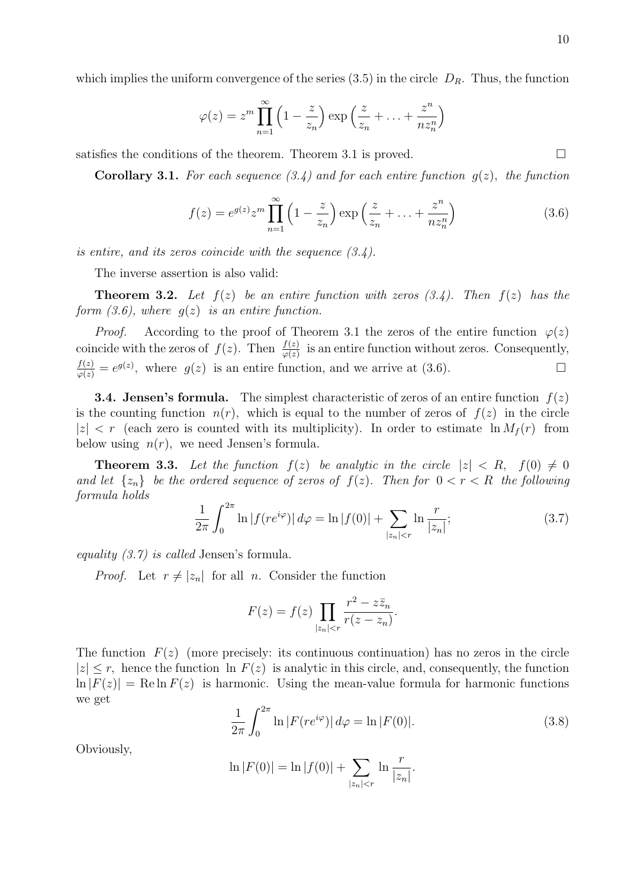which implies the uniform convergence of the series (3.5) in the circle $D_R$. Thus, the function

$$\varphi(z) = z^m \prod_{n=1}^{\infty} \Big(1 - \frac{z}{z_n}\Big) \exp\Big(\frac{z}{z_n} + \ldots + \frac{z^n}{n z_n^n}\Big)$$

satisfies the conditions of the theorem. Theorem 3.1 is proved. □

**Corollary 3.1.** *For each sequence (3.4) and for each entire function $g(z)$, the function*

$$f(z) = e^{g(z)} z^m \prod_{n=1}^{\infty} \Big(1 - \frac{z}{z_n}\Big) \exp\Big(\frac{z}{z_n} + \ldots + \frac{z^n}{n z_n^n}\Big) \tag{3.6}$$

*is entire, and its zeros coincide with the sequence (3.4).*

The inverse assertion is also valid:

**Theorem 3.2.** *Let $f(z)$ be an entire function with zeros (3.4). Then $f(z)$ has the form (3.6), where $g(z)$ is an entire function.*

*Proof.* According to the proof of Theorem 3.1 the zeros of the entire function $\varphi(z)$ coincide with the zeros of $f(z)$. Then $\frac{f(z)}{\varphi(z)}$ is an entire function without zeros. Consequently, $\frac{f(z)}{\varphi(z)} = e^{g(z)}$, where $g(z)$ is an entire function, and we arrive at (3.6). □

**3.4. Jensen's formula.** The simplest characteristic of zeros of an entire function $f(z)$ is the counting function $n(r)$, which is equal to the number of zeros of $f(z)$ in the circle $|z| < r$ (each zero is counted with its multiplicity). In order to estimate $\ln M_f(r)$ from below using $n(r)$, we need Jensen's formula.

**Theorem 3.3.** *Let the function $f(z)$ be analytic in the circle $|z| < R$, $f(0) \neq 0$ and let $\{z_n\}$ be the ordered sequence of zeros of $f(z)$. Then for $0 < r < R$ the following formula holds*

$$\frac{1}{2\pi} \int_0^{2\pi} \ln |f(re^{i\varphi})| \, d\varphi = \ln |f(0)| + \sum_{|z_n| < r} \ln \frac{r}{|z_n|}; \tag{3.7}$$

*equality (3.7) is called* Jensen's formula.

*Proof.* Let $r \neq |z_n|$ for all $n$. Consider the function

$$F(z) = f(z) \prod_{|z_n| < r} \frac{r^2 - z\bar{z}_n}{r(z - z_n)}.$$

The function $F(z)$ (more precisely: its continuous continuation) has no zeros in the circle $|z| \leq r$, hence the function $\ln F(z)$ is analytic in this circle, and, consequently, the function $\ln |F(z)| = \operatorname{Re} \ln F(z)$ is harmonic. Using the mean-value formula for harmonic functions we get

$$\frac{1}{2\pi} \int_0^{2\pi} \ln |F(re^{i\varphi})| \, d\varphi = \ln |F(0)|. \tag{3.8}$$

Obviously,

$$\ln |F(0)| = \ln |f(0)| + \sum_{|z_n| < r} \ln \frac{r}{|z_n|}.$$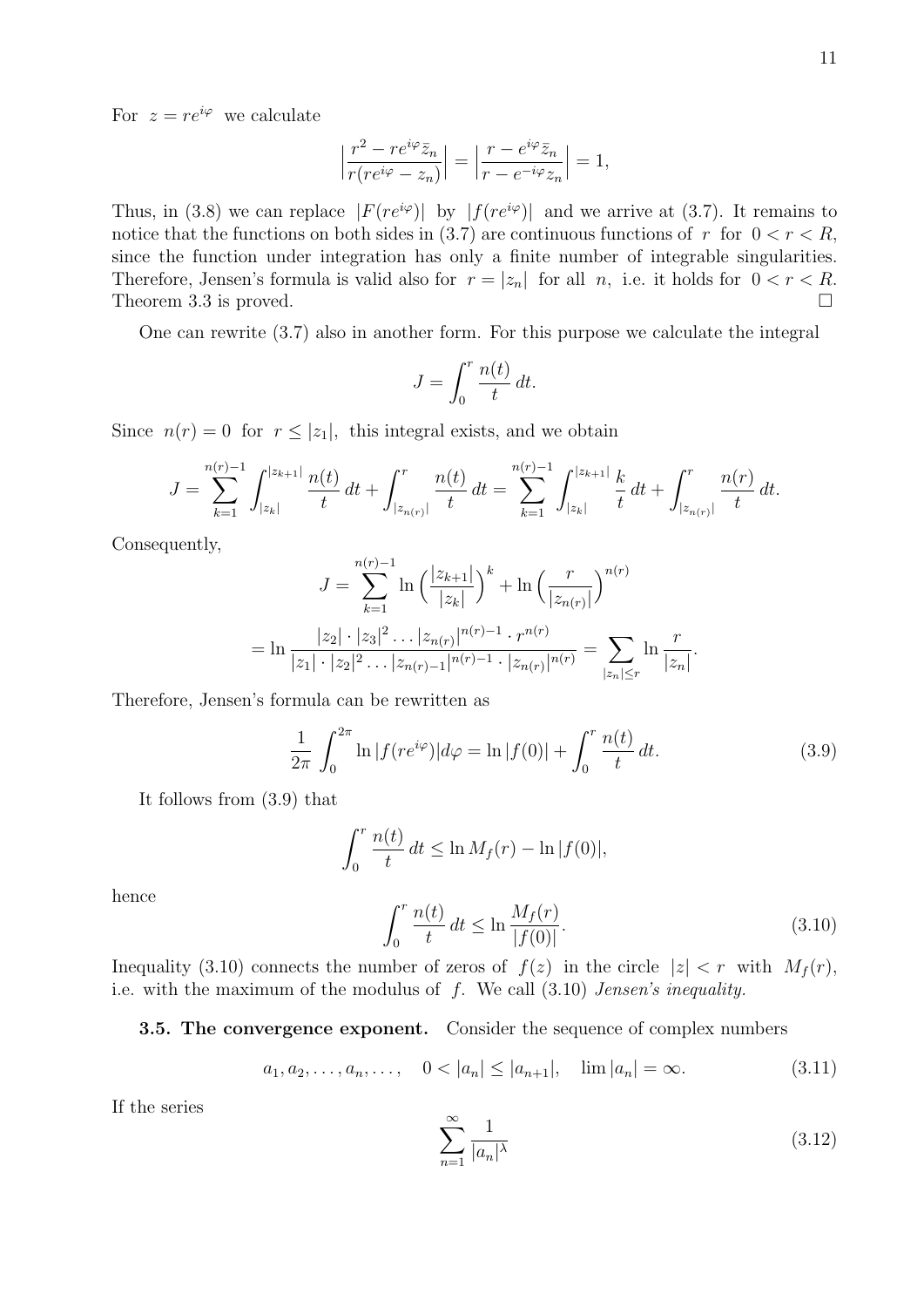For $z = re^{i\varphi}$ we calculate

$$\Big|\frac{r^2 - re^{i\varphi}\bar{z}_n}{r(re^{i\varphi} - z_n)}\Big| = \Big|\frac{r - e^{i\varphi}\bar{z}_n}{r - e^{-i\varphi}z_n}\Big| = 1,$$

Thus, in (3.8) we can replace $|F(re^{i\varphi})|$ by $|f(re^{i\varphi})|$ and we arrive at (3.7). It remains to notice that the functions on both sides in (3.7) are continuous functions of $r$ for $0 < r < R$, since the function under integration has only a finite number of integrable singularities. Therefore, Jensen's formula is valid also for $r = |z_n|$ for all $n$, i.e. it holds for $0 < r < R$. Theorem 3.3 is proved. □

One can rewrite (3.7) also in another form. For this purpose we calculate the integral

$$J = \int_0^r \frac{n(t)}{t}\, dt.$$

Since $n(r) = 0$ for $r \le |z_1|$, this integral exists, and we obtain

$$J = \sum_{k=1}^{n(r)-1} \int_{|z_k|}^{|z_{k+1}|} \frac{n(t)}{t}\, dt + \int_{|z_{n(r)}|}^{r} \frac{n(t)}{t}\, dt = \sum_{k=1}^{n(r)-1} \int_{|z_k|}^{|z_{k+1}|} \frac{k}{t}\, dt + \int_{|z_{n(r)}|}^{r} \frac{n(r)}{t}\, dt.$$

Consequently,

$$J = \sum_{k=1}^{n(r)-1} \ln\Big(\frac{|z_{k+1}|}{|z_k|}\Big)^k + \ln\Big(\frac{r}{|z_{n(r)}|}\Big)^{n(r)}$$

$$= \ln \frac{|z_2| \cdot |z_3|^2 \ldots |z_{n(r)}|^{n(r)-1} \cdot r^{n(r)}}{|z_1| \cdot |z_2|^2 \ldots |z_{n(r)-1}|^{n(r)-1} \cdot |z_{n(r)}|^{n(r)}} = \sum_{|z_n| \le r} \ln \frac{r}{|z_n|}.$$

Therefore, Jensen's formula can be rewritten as

$$\frac{1}{2\pi} \int_0^{2\pi} \ln|f(re^{i\varphi})| d\varphi = \ln|f(0)| + \int_0^r \frac{n(t)}{t}\, dt. \tag{3.9}$$

It follows from (3.9) that

$$\int_0^r \frac{n(t)}{t}\, dt \le \ln M_f(r) - \ln|f(0)|,$$

hence

$$\int_0^r \frac{n(t)}{t}\, dt \le \ln \frac{M_f(r)}{|f(0)|}. \tag{3.10}$$

Inequality (3.10) connects the number of zeros of $f(z)$ in the circle $|z| < r$ with $M_f(r)$, i.e. with the maximum of the modulus of $f$. We call (3.10) *Jensen's inequality.*

**3.5. The convergence exponent.** Consider the sequence of complex numbers

$$a_1, a_2, \ldots, a_n, \ldots, \quad 0 < |a_n| \le |a_{n+1}|, \quad \lim |a_n| = \infty. \tag{3.11}$$

If the series

$$\sum_{n=1}^{\infty} \frac{1}{|a_n|^{\lambda}} \tag{3.12}$$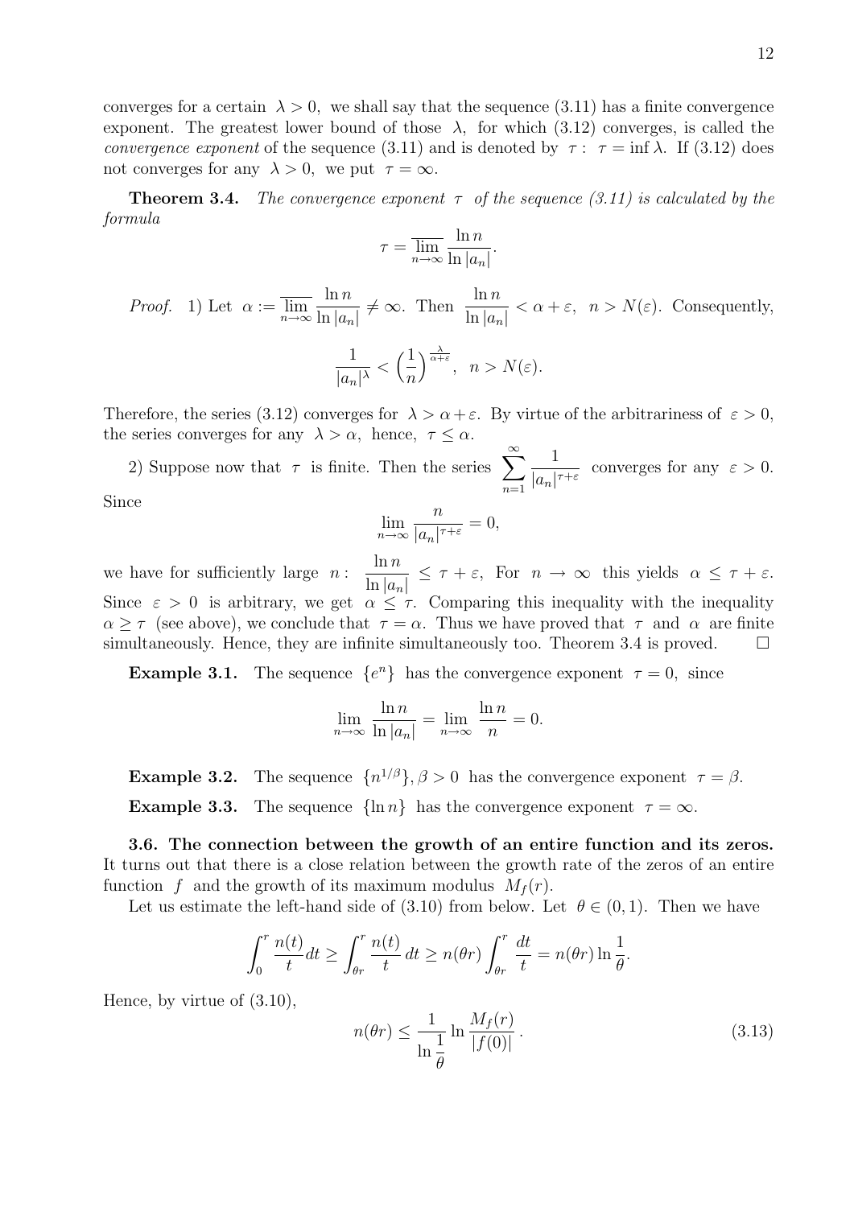converges for a certain $\lambda > 0$, we shall say that the sequence (3.11) has a finite convergence exponent. The greatest lower bound of those $\lambda$, for which (3.12) converges, is called the *convergence exponent* of the sequence (3.11) and is denoted by $\tau$ : $\tau = \inf \lambda$. If (3.12) does not converges for any $\lambda > 0$, we put $\tau = \infty$.

**Theorem 3.4.** *The convergence exponent $\tau$ of the sequence (3.11) is calculated by the formula*

$$\tau = \overline{\lim_{n\to\infty}} \frac{\ln n}{\ln |a_n|}.$$

*Proof.* 1) Let $\alpha := \overline{\lim\limits_{n\to\infty}} \dfrac{\ln n}{\ln |a_n|} \neq \infty$. Then $\dfrac{\ln n}{\ln |a_n|} < \alpha + \varepsilon, \ \ n > N(\varepsilon)$. Consequently,

$$\frac{1}{|a_n|^\lambda} < \left(\frac{1}{n}\right)^{\frac{\lambda}{\alpha+\varepsilon}}, \ \ n > N(\varepsilon).$$

Therefore, the series (3.12) converges for $\lambda > \alpha + \varepsilon$. By virtue of the arbitrariness of $\varepsilon > 0$, the series converges for any $\lambda > \alpha$, hence, $\tau \leq \alpha$.

2) Suppose now that $\tau$ is finite. Then the series $\displaystyle\sum_{n=1}^{\infty} \frac{1}{|a_n|^{\tau+\varepsilon}}$ converges for any $\varepsilon > 0$. Since

$$\lim_{n\to\infty} \frac{n}{|a_n|^{\tau+\varepsilon}} = 0,$$

we have for sufficiently large $n$ : $\dfrac{\ln n}{\ln |a_n|} \leq \tau + \varepsilon$, For $n \to \infty$ this yields $\alpha \leq \tau + \varepsilon$. Since $\varepsilon > 0$ is arbitrary, we get $\alpha \leq \tau$. Comparing this inequality with the inequality $\alpha \geq \tau$ (see above), we conclude that $\tau = \alpha$. Thus we have proved that $\tau$ and $\alpha$ are finite simultaneously. Hence, they are infinite simultaneously too. Theorem 3.4 is proved. $\square$

**Example 3.1.** The sequence $\{e^n\}$ has the convergence exponent $\tau = 0$, since

$$\lim_{n\to\infty} \frac{\ln n}{\ln |a_n|} = \lim_{n\to\infty} \frac{\ln n}{n} = 0.$$

**Example 3.2.** The sequence $\{n^{1/\beta}\}, \beta > 0$ has the convergence exponent $\tau = \beta$.

**Example 3.3.** The sequence $\{\ln n\}$ has the convergence exponent $\tau = \infty$.

**3.6. The connection between the growth of an entire function and its zeros.** It turns out that there is a close relation between the growth rate of the zeros of an entire function $f$ and the growth of its maximum modulus $M_f(r)$.

Let us estimate the left-hand side of (3.10) from below. Let $\theta \in (0, 1)$. Then we have

$$\int_0^r \frac{n(t)}{t} dt \geq \int_{\theta r}^r \frac{n(t)}{t}\, dt \geq n(\theta r) \int_{\theta r}^r \frac{dt}{t} = n(\theta r) \ln \frac{1}{\theta}.$$

Hence, by virtue of (3.10),

$$n(\theta r) \leq \frac{1}{\ln \dfrac{1}{\theta}} \ln \frac{M_f(r)}{|f(0)|}\,. \tag{3.13}$$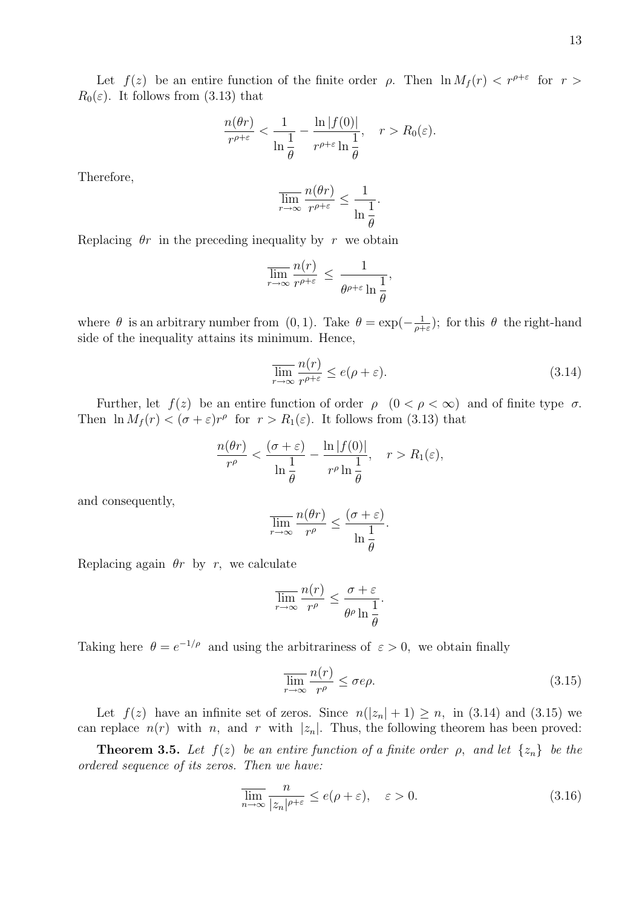Let $f(z)$ be an entire function of the finite order $\rho$. Then $\ln M_f(r) < r^{\rho+\varepsilon}$ for $r > R_0(\varepsilon)$. It follows from (3.13) that

$$\frac{n(\theta r)}{r^{\rho+\varepsilon}} < \frac{1}{\ln\dfrac{1}{\theta}} - \frac{\ln|f(0)|}{r^{\rho+\varepsilon}\ln\dfrac{1}{\theta}}, \quad r > R_0(\varepsilon).$$

Therefore,

$$\overline{\lim_{r\to\infty}} \frac{n(\theta r)}{r^{\rho+\varepsilon}} \le \frac{1}{\ln\dfrac{1}{\theta}}.$$

Replacing $\theta r$ in the preceding inequality by $r$ we obtain

$$\overline{\lim_{r\to\infty}} \frac{n(r)}{r^{\rho+\varepsilon}} \le \frac{1}{\theta^{\rho+\varepsilon}\ln\dfrac{1}{\theta}},$$

where $\theta$ is an arbitrary number from $(0,1)$. Take $\theta = \exp(-\frac{1}{\rho+\varepsilon})$; for this $\theta$ the right-hand side of the inequality attains its minimum. Hence,

$$\overline{\lim_{r\to\infty}} \frac{n(r)}{r^{\rho+\varepsilon}} \le e(\rho+\varepsilon). \tag{3.14}$$

Further, let $f(z)$ be an entire function of order $\rho$ $(0 < \rho < \infty)$ and of finite type $\sigma$. Then $\ln M_f(r) < (\sigma+\varepsilon)r^\rho$ for $r > R_1(\varepsilon)$. It follows from (3.13) that

$$\frac{n(\theta r)}{r^{\rho}} < \frac{(\sigma+\varepsilon)}{\ln\dfrac{1}{\theta}} - \frac{\ln|f(0)|}{r^{\rho}\ln\dfrac{1}{\theta}}, \quad r > R_1(\varepsilon),$$

and consequently,

$$\overline{\lim_{r\to\infty}} \frac{n(\theta r)}{r^{\rho}} \le \frac{(\sigma+\varepsilon)}{\ln\dfrac{1}{\theta}}.$$

Replacing again $\theta r$ by $r$, we calculate

$$\overline{\lim_{r\to\infty}} \frac{n(r)}{r^{\rho}} \le \frac{\sigma+\varepsilon}{\theta^{\rho}\ln\dfrac{1}{\theta}}.$$

Taking here $\theta = e^{-1/\rho}$ and using the arbitrariness of $\varepsilon > 0$, we obtain finally

$$\overline{\lim_{r\to\infty}} \frac{n(r)}{r^{\rho}} \le \sigma e \rho. \tag{3.15}$$

Let $f(z)$ have an infinite set of zeros. Since $n(|z_n|+1) \ge n$, in (3.14) and (3.15) we can replace $n(r)$ with $n$, and $r$ with $|z_n|$. Thus, the following theorem has been proved:

**Theorem 3.5.** *Let $f(z)$ be an entire function of a finite order $\rho$, and let $\{z_n\}$ be the ordered sequence of its zeros. Then we have:*

$$\overline{\lim_{n\to\infty}} \frac{n}{|z_n|^{\rho+\varepsilon}} \le e(\rho+\varepsilon), \quad \varepsilon > 0. \tag{3.16}$$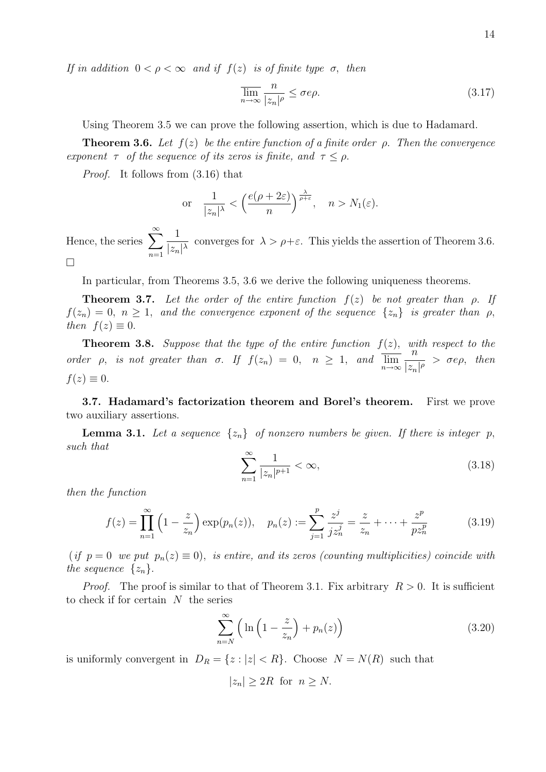*If in addition* $0 < \rho < \infty$ *and if* $f(z)$ *is of finite type* $\sigma$*, then*

$$\varlimsup_{n\to\infty} \frac{n}{|z_n|^\rho} \le \sigma e \rho. \tag{3.17}$$

Using Theorem 3.5 we can prove the following assertion, which is due to Hadamard.

**Theorem 3.6.** *Let* $f(z)$ *be the entire function of a finite order* $\rho$*. Then the convergence exponent* $\tau$ *of the sequence of its zeros is finite, and* $\tau \le \rho$*.*

*Proof.* It follows from (3.16) that

$$\text{or} \quad \frac{1}{|z_n|^\lambda} < \Big(\frac{e(\rho+2\varepsilon)}{n}\Big)^{\frac{\lambda}{\rho+\varepsilon}}, \quad n > N_1(\varepsilon).$$

Hence, the series $\displaystyle\sum_{n=1}^{\infty} \frac{1}{|z_n|^\lambda}$ converges for $\lambda > \rho+\varepsilon$. This yields the assertion of Theorem 3.6. $\square$

In particular, from Theorems 3.5, 3.6 we derive the following uniqueness theorems.

**Theorem 3.7.** *Let the order of the entire function* $f(z)$ *be not greater than* $\rho$*. If* $f(z_n) = 0,\ n \ge 1,$ *and the convergence exponent of the sequence* $\{z_n\}$ *is greater than* $\rho$*, then* $f(z) \equiv 0$*.*

**Theorem 3.8.** *Suppose that the type of the entire function* $f(z)$*, with respect to the order* $\rho$*, is not greater than* $\sigma$*. If* $f(z_n) = 0,\ \ n \ge 1,$ *and* $\displaystyle\varlimsup_{n\to\infty} \frac{n}{|z_n|^\rho} > \sigma e \rho$*, then* $f(z) \equiv 0$*.*

**3.7. Hadamard's factorization theorem and Borel's theorem.** First we prove two auxiliary assertions.

**Lemma 3.1.** *Let a sequence* $\{z_n\}$ *of nonzero numbers be given. If there is integer* $p$*, such that*

$$\sum_{n=1}^{\infty} \frac{1}{|z_n|^{p+1}} < \infty, \tag{3.18}$$

*then the function*

$$f(z) = \prod_{n=1}^{\infty} \Big(1 - \frac{z}{z_n}\Big) \exp(p_n(z)), \quad p_n(z) := \sum_{j=1}^{p} \frac{z^j}{j z_n^j} = \frac{z}{z_n} + \cdots + \frac{z^p}{p z_n^p} \tag{3.19}$$

(*if* $p = 0$ *we put* $p_n(z) \equiv 0$)*, is entire, and its zeros (counting multiplicities) coincide with the sequence* $\{z_n\}$*.*

*Proof.* The proof is similar to that of Theorem 3.1. Fix arbitrary $R > 0$. It is sufficient to check if for certain $N$ the series

$$\sum_{n=N}^{\infty} \Big( \ln\Big(1 - \frac{z}{z_n}\Big) + p_n(z)\Big) \tag{3.20}$$

is uniformly convergent in $D_R = \{z : |z| < R\}$. Choose $N = N(R)$ such that

$$|z_n| \ge 2R \ \text{ for } \ n \ge N.$$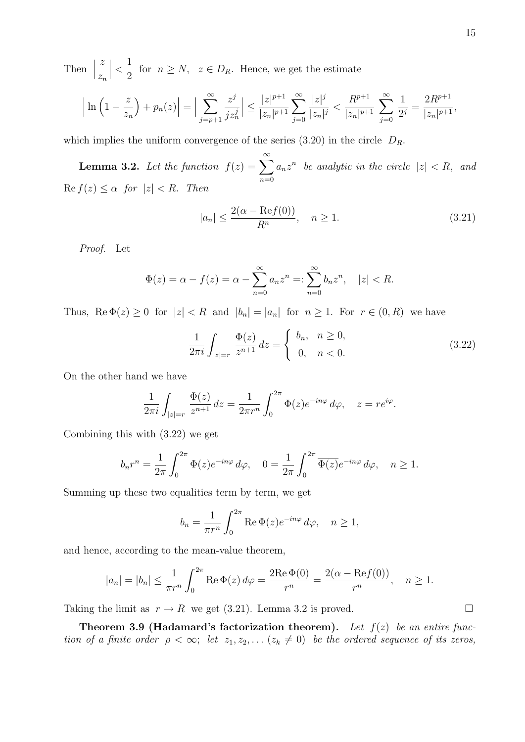Then $\left|\dfrac{z}{z_n}\right| < \dfrac{1}{2}$ for $n \geq N$, $z \in D_R$. Hence, we get the estimate

$$\Big|\ln\Big(1-\frac{z}{z_n}\Big)+p_n(z)\Big| = \Big|\sum_{j=p+1}^{\infty}\frac{z^j}{jz_n^j}\Big| \leq \frac{|z|^{p+1}}{|z_n|^{p+1}}\sum_{j=0}^{\infty}\frac{|z|^j}{|z_n|^j} < \frac{R^{p+1}}{|z_n|^{p+1}}\sum_{j=0}^{\infty}\frac{1}{2^j} = \frac{2R^{p+1}}{|z_n|^{p+1}},$$

which implies the uniform convergence of the series (3.20) in the circle $D_R$.

**Lemma 3.2.** *Let the function* $f(z) = \sum_{n=0}^{\infty} a_n z^n$ *be analytic in the circle* $|z| < R$, *and* $\operatorname{Re} f(z) \leq \alpha$ *for* $|z| < R$. *Then*

$$|a_n| \leq \frac{2(\alpha - \operatorname{Re} f(0))}{R^n}, \quad n \geq 1. \tag{3.21}$$

*Proof.* Let

$$\Phi(z) = \alpha - f(z) = \alpha - \sum_{n=0}^{\infty} a_n z^n =: \sum_{n=0}^{\infty} b_n z^n, \quad |z| < R.$$

Thus, $\operatorname{Re}\Phi(z) \geq 0$ for $|z| < R$ and $|b_n| = |a_n|$ for $n \geq 1$. For $r \in (0, R)$ we have

$$\frac{1}{2\pi i}\int_{|z|=r}\frac{\Phi(z)}{z^{n+1}}\,dz = \begin{cases} b_n, & n \geq 0, \\ 0, & n < 0. \end{cases} \tag{3.22}$$

On the other hand we have

$$\frac{1}{2\pi i}\int_{|z|=r}\frac{\Phi(z)}{z^{n+1}}\,dz = \frac{1}{2\pi r^n}\int_0^{2\pi}\Phi(z)e^{-in\varphi}\,d\varphi, \quad z = re^{i\varphi}.$$

Combining this with (3.22) we get

$$b_n r^n = \frac{1}{2\pi}\int_0^{2\pi}\Phi(z)e^{-in\varphi}\,d\varphi, \quad 0 = \frac{1}{2\pi}\int_0^{2\pi}\overline{\Phi(z)}e^{-in\varphi}\,d\varphi, \quad n \geq 1.$$

Summing up these two equalities term by term, we get

$$b_n = \frac{1}{\pi r^n}\int_0^{2\pi}\operatorname{Re}\Phi(z)e^{-in\varphi}\,d\varphi, \quad n \geq 1,$$

and hence, according to the mean-value theorem,

$$|a_n| = |b_n| \leq \frac{1}{\pi r^n}\int_0^{2\pi}\operatorname{Re}\Phi(z)\,d\varphi = \frac{2\operatorname{Re}\Phi(0)}{r^n} = \frac{2(\alpha - \operatorname{Re} f(0))}{r^n}, \quad n \geq 1.$$

Taking the limit as $r \to R$ we get (3.21). Lemma 3.2 is proved. $\square$

**Theorem 3.9 (Hadamard's factorization theorem).** *Let* $f(z)$ *be an entire function of a finite order* $\rho < \infty$; *let* $z_1, z_2, \dots$ $(z_k \neq 0)$ *be the ordered sequence of its zeros,*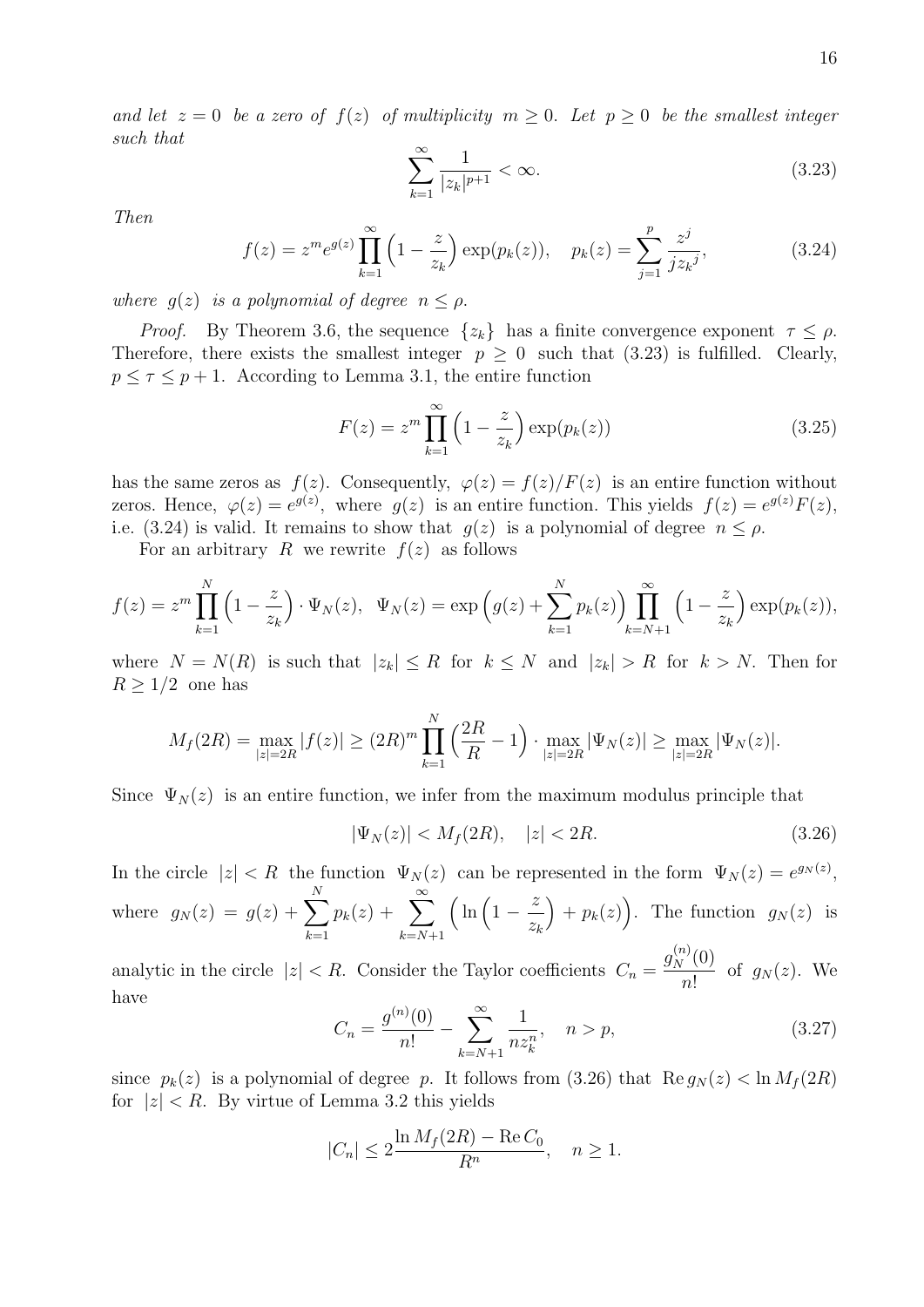*and let* $z = 0$ *be a zero of* $f(z)$ *of multiplicity* $m \geq 0$. *Let* $p \geq 0$ *be the smallest integer such that*

$$\sum_{k=1}^{\infty} \frac{1}{|z_k|^{p+1}} < \infty. \tag{3.23}$$

*Then*

$$f(z) = z^m e^{g(z)} \prod_{k=1}^{\infty} \Big(1 - \frac{z}{z_k}\Big) \exp(p_k(z)), \quad p_k(z) = \sum_{j=1}^{p} \frac{z^j}{j {z_k}^j}, \tag{3.24}$$

*where* $g(z)$ *is a polynomial of degree* $n \leq \rho$.

*Proof.* By Theorem 3.6, the sequence $\{z_k\}$ has a finite convergence exponent $\tau \leq \rho$. Therefore, there exists the smallest integer $p \geq 0$ such that (3.23) is fulfilled. Clearly, $p \leq \tau \leq p+1$. According to Lemma 3.1, the entire function

$$F(z) = z^m \prod_{k=1}^{\infty} \Big(1 - \frac{z}{z_k}\Big) \exp(p_k(z)) \tag{3.25}$$

has the same zeros as $f(z)$. Consequently, $\varphi(z) = f(z)/F(z)$ is an entire function without zeros. Hence, $\varphi(z) = e^{g(z)}$, where $g(z)$ is an entire function. This yields $f(z) = e^{g(z)} F(z)$, i.e. (3.24) is valid. It remains to show that $g(z)$ is a polynomial of degree $n \leq \rho$.

For an arbitrary $R$ we rewrite $f(z)$ as follows

$$f(z) = z^m \prod_{k=1}^{N} \Big(1 - \frac{z}{z_k}\Big) \cdot \Psi_N(z), \ \ \Psi_N(z) = \exp\Big(g(z) + \sum_{k=1}^{N} p_k(z)\Big) \prod_{k=N+1}^{\infty} \Big(1 - \frac{z}{z_k}\Big) \exp(p_k(z)),$$

where $N = N(R)$ is such that $|z_k| \leq R$ for $k \leq N$ and $|z_k| > R$ for $k > N$. Then for $R \geq 1/2$ one has

$$M_f(2R) = \max_{|z|=2R} |f(z)| \geq (2R)^m \prod_{k=1}^{N} \Big(\frac{2R}{R} - 1\Big) \cdot \max_{|z|=2R} |\Psi_N(z)| \geq \max_{|z|=2R} |\Psi_N(z)|.$$

Since $\Psi_N(z)$ is an entire function, we infer from the maximum modulus principle that

$$|\Psi_N(z)| < M_f(2R), \quad |z| < 2R. \tag{3.26}$$

In the circle $|z| < R$ the function $\Psi_N(z)$ can be represented in the form $\Psi_N(z) = e^{g_N(z)}$, where $g_N(z) = g(z) + \sum_{k=1}^{N} p_k(z) + \sum_{k=N+1}^{\infty} \Big( \ln\Big(1 - \frac{z}{z_k}\Big) + p_k(z)\Big)$. The function $g_N(z)$ is analytic in the circle $|z| < R$. Consider the Taylor coefficients $C_n = \frac{g_N^{(n)}(0)}{n!}$ of $g_N(z)$. We have

$$C_n = \frac{g^{(n)}(0)}{n!} - \sum_{k=N+1}^{\infty} \frac{1}{n z_k^n}, \quad n > p, \tag{3.27}$$

since $p_k(z)$ is a polynomial of degree $p$. It follows from (3.26) that $\operatorname{Re} g_N(z) < \ln M_f(2R)$ for $|z| < R$. By virtue of Lemma 3.2 this yields

$$|C_n| \leq 2 \frac{\ln M_f(2R) - \operatorname{Re} C_0}{R^n}, \quad n \geq 1.$$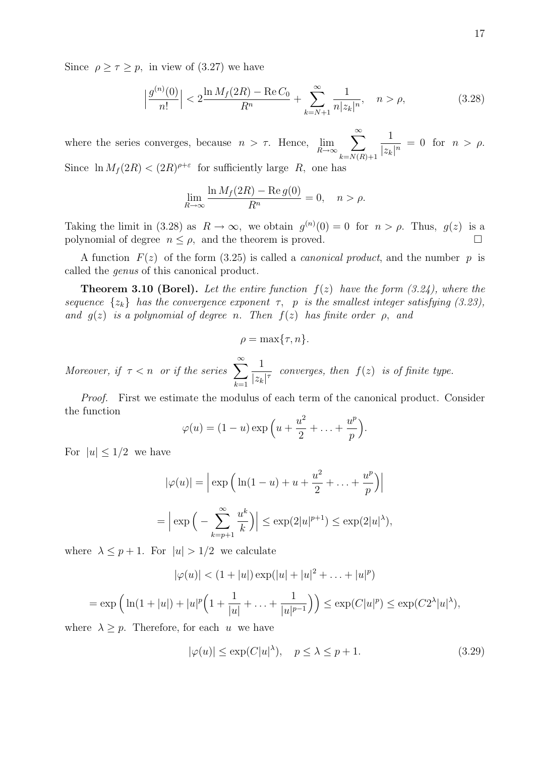Since $\rho \geq \tau \geq p$, in view of (3.27) we have

$$\Big|\frac{g^{(n)}(0)}{n!}\Big| < 2\frac{\ln M_f(2R) - \operatorname{Re} C_0}{R^n} + \sum_{k=N+1}^{\infty} \frac{1}{n|z_k|^n}, \quad n > \rho, \tag{3.28}$$

where the series converges, because $n > \tau$. Hence, $\displaystyle\lim_{R\to\infty} \sum_{k=N(R)+1}^{\infty} \frac{1}{|z_k|^n} = 0$ for $n > \rho$. Since $\ln M_f(2R) < (2R)^{\rho+\varepsilon}$ for sufficiently large $R$, one has

$$\lim_{R\to\infty} \frac{\ln M_f(2R) - \operatorname{Re} g(0)}{R^n} = 0, \quad n > \rho.$$

Taking the limit in (3.28) as $R \to \infty$, we obtain $g^{(n)}(0) = 0$ for $n > \rho$. Thus, $g(z)$ is a polynomial of degree $n \leq \rho$, and the theorem is proved. □

A function $F(z)$ of the form (3.25) is called a *canonical product*, and the number $p$ is called the *genus* of this canonical product.

**Theorem 3.10 (Borel).** *Let the entire function $f(z)$ have the form (3.24), where the sequence $\{z_k\}$ has the convergence exponent $\tau$, $p$ is the smallest integer satisfying (3.23), and $g(z)$ is a polynomial of degree $n$. Then $f(z)$ has finite order $\rho$, and*

$$\rho = \max\{\tau, n\}.$$

*Moreover, if $\tau < n$ or if the series $\displaystyle\sum_{k=1}^{\infty} \frac{1}{|z_k|^\tau}$ converges, then $f(z)$ is of finite type.*

*Proof.* First we estimate the modulus of each term of the canonical product. Consider the function

$$\varphi(u) = (1-u)\exp\Big(u + \frac{u^2}{2} + \ldots + \frac{u^p}{p}\Big).$$

For $|u| \leq 1/2$ we have

$$|\varphi(u)| = \Big|\exp\Big(\ln(1-u) + u + \frac{u^2}{2} + \ldots + \frac{u^p}{p}\Big)\Big|$$

$$= \Big|\exp\Big(-\sum_{k=p+1}^{\infty} \frac{u^k}{k}\Big)\Big| \leq \exp(2|u|^{p+1}) \leq \exp(2|u|^\lambda),$$

where $\lambda \leq p+1$. For $|u| > 1/2$ we calculate

$$|\varphi(u)| < (1+|u|)\exp(|u| + |u|^2 + \ldots + |u|^p)$$

$$= \exp\Big(\ln(1+|u|) + |u|^p\Big(1 + \frac{1}{|u|} + \ldots + \frac{1}{|u|^{p-1}}\Big)\Big) \leq \exp(C|u|^p) \leq \exp(C2^\lambda|u|^\lambda),$$

where $\lambda \geq p$. Therefore, for each $u$ we have

$$|\varphi(u)| \leq \exp(C|u|^\lambda), \quad p \leq \lambda \leq p+1. \tag{3.29}$$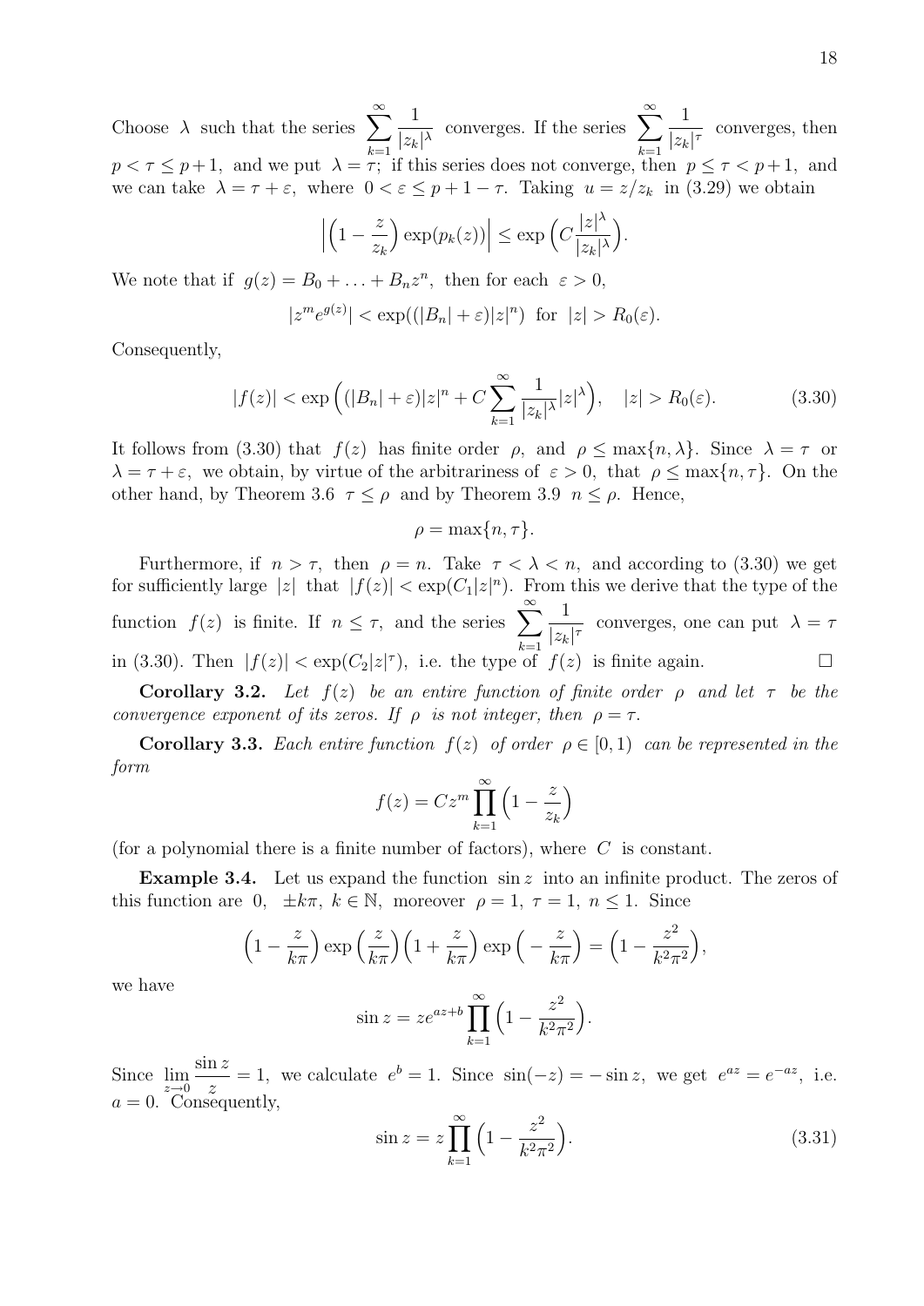Choose $\lambda$ such that the series $\sum_{k=1}^{\infty} \frac{1}{|z_k|^\lambda}$ converges. If the series $\sum_{k=1}^{\infty} \frac{1}{|z_k|^\tau}$ converges, then $p < \tau \le p+1$, and we put $\lambda = \tau$; if this series does not converge, then $p \le \tau < p+1$, and we can take $\lambda = \tau + \varepsilon$, where $0 < \varepsilon \le p+1-\tau$. Taking $u = z/z_k$ in (3.29) we obtain

$$\Big|\Big(1 - \frac{z}{z_k}\Big) \exp(p_k(z))\Big| \le \exp\Big(C \frac{|z|^\lambda}{|z_k|^\lambda}\Big).$$

We note that if $g(z) = B_0 + \ldots + B_n z^n$, then for each $\varepsilon > 0$,

$$|z^m e^{g(z)}| < \exp((|B_n| + \varepsilon)|z|^n) \ \text{ for } \ |z| > R_0(\varepsilon).$$

Consequently,

$$|f(z)| < \exp\Big((|B_n| + \varepsilon)|z|^n + C \sum_{k=1}^{\infty} \frac{1}{|z_k|^\lambda} |z|^\lambda\Big), \quad |z| > R_0(\varepsilon). \tag{3.30}$$

It follows from (3.30) that $f(z)$ has finite order $\rho$, and $\rho \le \max\{n, \lambda\}$. Since $\lambda = \tau$ or $\lambda = \tau + \varepsilon$, we obtain, by virtue of the arbitrariness of $\varepsilon > 0$, that $\rho \le \max\{n, \tau\}$. On the other hand, by Theorem 3.6 $\tau \le \rho$ and by Theorem 3.9 $n \le \rho$. Hence,

$$\rho = \max\{n, \tau\}.$$

Furthermore, if $n > \tau$, then $\rho = n$. Take $\tau < \lambda < n$, and according to (3.30) we get for sufficiently large $|z|$ that $|f(z)| < \exp(C_1 |z|^n)$. From this we derive that the type of the function $f(z)$ is finite. If $n \le \tau$, and the series $\sum_{k=1}^{\infty} \frac{1}{|z_k|^\tau}$ converges, one can put $\lambda = \tau$ in (3.30). Then $|f(z)| < \exp(C_2 |z|^\tau)$, i.e. the type of $f(z)$ is finite again. □

**Corollary 3.2.** *Let $f(z)$ be an entire function of finite order $\rho$ and let $\tau$ be the convergence exponent of its zeros. If $\rho$ is not integer, then $\rho = \tau$.*

**Corollary 3.3.** *Each entire function $f(z)$ of order $\rho \in [0, 1)$ can be represented in the form*

$$f(z) = C z^m \prod_{k=1}^{\infty} \Big(1 - \frac{z}{z_k}\Big)$$

(for a polynomial there is a finite number of factors), where $C$ is constant.

**Example 3.4.** Let us expand the function $\sin z$ into an infinite product. The zeros of this function are $0$, $\pm k\pi$, $k \in \mathbb{N}$, moreover $\rho = 1$, $\tau = 1$, $n \le 1$. Since

$$\Big(1 - \frac{z}{k\pi}\Big) \exp\Big(\frac{z}{k\pi}\Big) \Big(1 + \frac{z}{k\pi}\Big) \exp\Big(-\frac{z}{k\pi}\Big) = \Big(1 - \frac{z^2}{k^2\pi^2}\Big),$$

we have

$$\sin z = z e^{az+b} \prod_{k=1}^{\infty} \Big(1 - \frac{z^2}{k^2\pi^2}\Big).$$

Since $\lim_{z \to 0} \frac{\sin z}{z} = 1$, we calculate $e^b = 1$. Since $\sin(-z) = -\sin z$, we get $e^{az} = e^{-az}$, i.e. $a = 0$. Consequently,

$$\sin z = z \prod_{k=1}^{\infty} \Big(1 - \frac{z^2}{k^2\pi^2}\Big). \tag{3.31}$$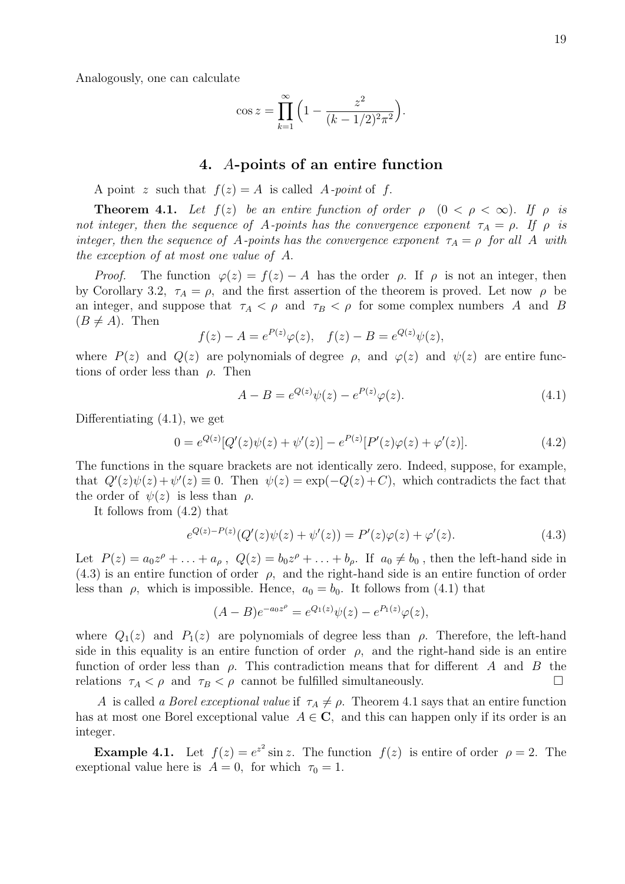Analogously, one can calculate

$$\cos z = \prod_{k=1}^{\infty} \Big(1 - \frac{z^2}{(k-1/2)^2\pi^2}\Big).$$

## 4. $A$-points of an entire function

A point $z$ such that $f(z) = A$ is called *$A$-point* of $f$.

**Theorem 4.1.** *Let $f(z)$ be an entire function of order $\rho$ $(0 < \rho < \infty)$. If $\rho$ is not integer, then the sequence of $A$-points has the convergence exponent $\tau_A = \rho$. If $\rho$ is integer, then the sequence of $A$-points has the convergence exponent $\tau_A = \rho$ for all $A$ with the exception of at most one value of $A$.*

*Proof.* The function $\varphi(z) = f(z) - A$ has the order $\rho$. If $\rho$ is not an integer, then by Corollary 3.2, $\tau_A = \rho$, and the first assertion of the theorem is proved. Let now $\rho$ be an integer, and suppose that $\tau_A < \rho$ and $\tau_B < \rho$ for some complex numbers $A$ and $B$ $(B \neq A)$. Then

$$f(z) - A = e^{P(z)}\varphi(z), \quad f(z) - B = e^{Q(z)}\psi(z),$$

where $P(z)$ and $Q(z)$ are polynomials of degree $\rho$, and $\varphi(z)$ and $\psi(z)$ are entire functions of order less than $\rho$. Then

$$A - B = e^{Q(z)}\psi(z) - e^{P(z)}\varphi(z). \tag{4.1}$$

Differentiating (4.1), we get

$$0 = e^{Q(z)}[Q'(z)\psi(z) + \psi'(z)] - e^{P(z)}[P'(z)\varphi(z) + \varphi'(z)]. \tag{4.2}$$

The functions in the square brackets are not identically zero. Indeed, suppose, for example, that $Q'(z)\psi(z) + \psi'(z) \equiv 0$. Then $\psi(z) = \exp(-Q(z) + C)$, which contradicts the fact that the order of $\psi(z)$ is less than $\rho$.

It follows from (4.2) that

$$e^{Q(z)-P(z)}(Q'(z)\psi(z) + \psi'(z)) = P'(z)\varphi(z) + \varphi'(z). \tag{4.3}$$

Let $P(z) = a_0 z^\rho + \ldots + a_\rho$, $Q(z) = b_0 z^\rho + \ldots + b_\rho$. If $a_0 \neq b_0$, then the left-hand side in (4.3) is an entire function of order $\rho$, and the right-hand side is an entire function of order less than $\rho$, which is impossible. Hence, $a_0 = b_0$. It follows from (4.1) that

$$(A - B)e^{-a_0 z^\rho} = e^{Q_1(z)}\psi(z) - e^{P_1(z)}\varphi(z),$$

where $Q_1(z)$ and $P_1(z)$ are polynomials of degree less than $\rho$. Therefore, the left-hand side in this equality is an entire function of order $\rho$, and the right-hand side is an entire function of order less than $\rho$. This contradiction means that for different $A$ and $B$ the relations $\tau_A < \rho$ and $\tau_B < \rho$ cannot be fulfilled simultaneously. □

$A$ is called *a Borel exceptional value* if $\tau_A \neq \rho$. Theorem 4.1 says that an entire function has at most one Borel exceptional value $A \in \mathbf{C}$, and this can happen only if its order is an integer.

**Example 4.1.** Let $f(z) = e^{z^2} \sin z$. The function $f(z)$ is entire of order $\rho = 2$. The exeptional value here is $A = 0$, for which $\tau_0 = 1$.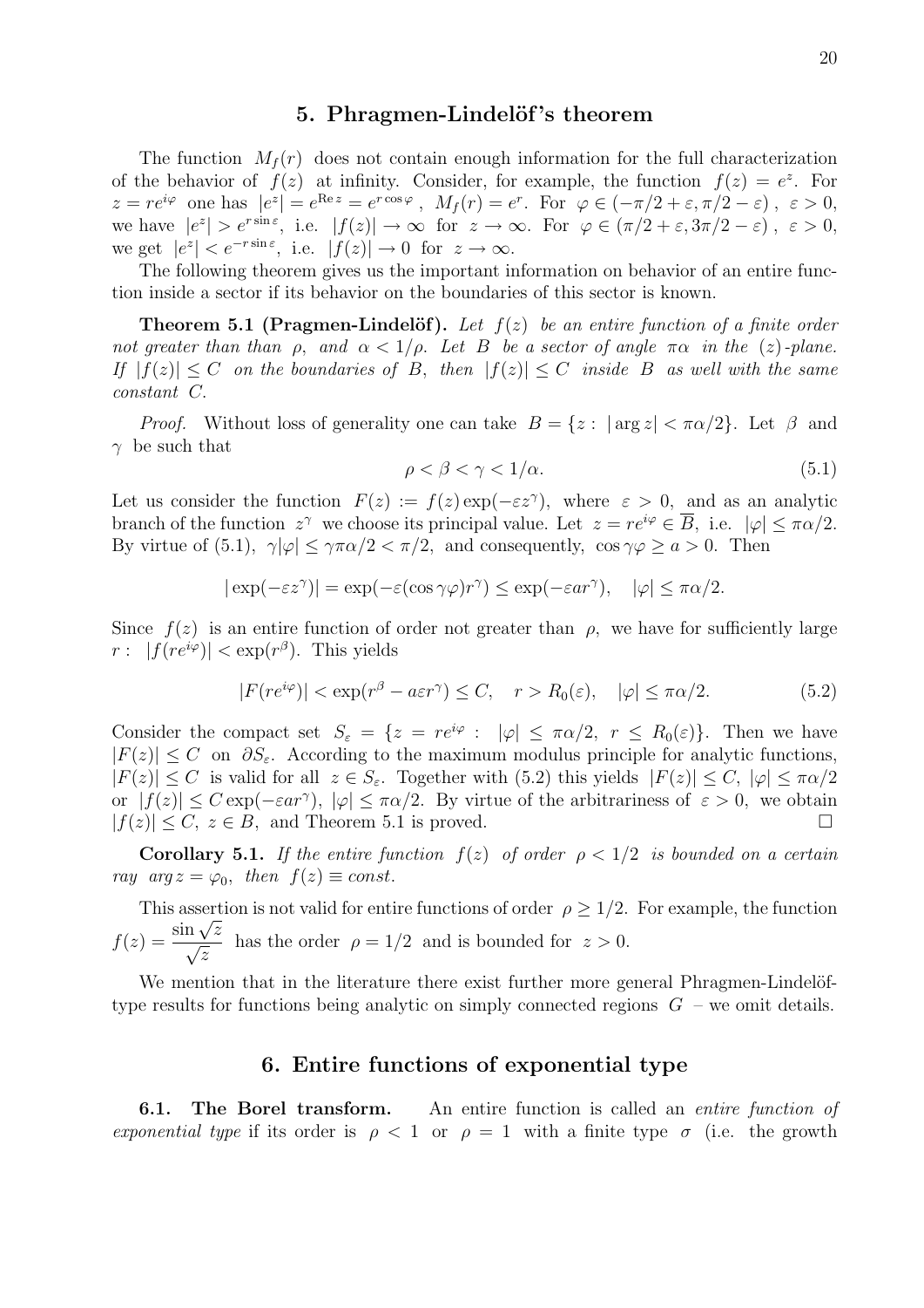## 5. Phragmen-Lindelöf's theorem

The function $M_f(r)$ does not contain enough information for the full characterization of the behavior of $f(z)$ at infinity. Consider, for example, the function $f(z) = e^z$. For $z = re^{i\varphi}$ one has $|e^z| = e^{\operatorname{Re} z} = e^{r\cos\varphi}$, $M_f(r) = e^r$. For $\varphi \in (-\pi/2 + \varepsilon, \pi/2 - \varepsilon)$, $\varepsilon > 0$, we have $|e^z| > e^{r\sin\varepsilon}$, i.e. $|f(z)| \to \infty$ for $z \to \infty$. For $\varphi \in (\pi/2 + \varepsilon, 3\pi/2 - \varepsilon)$, $\varepsilon > 0$, we get $|e^z| < e^{-r\sin\varepsilon}$, i.e. $|f(z)| \to 0$ for $z \to \infty$.

The following theorem gives us the important information on behavior of an entire function inside a sector if its behavior on the boundaries of this sector is known.

**Theorem 5.1 (Pragmen-Lindelöf).** *Let $f(z)$ be an entire function of a finite order not greater than than $\rho$, and $\alpha < 1/\rho$. Let $B$ be a sector of angle $\pi\alpha$ in the $(z)$-plane. If $|f(z)| \le C$ on the boundaries of $B$, then $|f(z)| \le C$ inside $B$ as well with the same constant $C$.*

*Proof.* Without loss of generality one can take $B = \{z : |\arg z| < \pi\alpha/2\}$. Let $\beta$ and $\gamma$ be such that

$$\rho < \beta < \gamma < 1/\alpha. \tag{5.1}$$

Let us consider the function $F(z) := f(z)\exp(-\varepsilon z^\gamma)$, where $\varepsilon > 0$, and as an analytic branch of the function $z^\gamma$ we choose its principal value. Let $z = re^{i\varphi} \in \overline{B}$, i.e. $|\varphi| \le \pi\alpha/2$. By virtue of (5.1), $\gamma|\varphi| \le \gamma\pi\alpha/2 < \pi/2$, and consequently, $\cos\gamma\varphi \ge a > 0$. Then

$$|\exp(-\varepsilon z^\gamma)| = \exp(-\varepsilon(\cos\gamma\varphi)r^\gamma) \le \exp(-\varepsilon a r^\gamma), \quad |\varphi| \le \pi\alpha/2.$$

Since $f(z)$ is an entire function of order not greater than $\rho$, we have for sufficiently large $r$: $|f(re^{i\varphi})| < \exp(r^\beta)$. This yields

$$|F(re^{i\varphi})| < \exp(r^\beta - a\varepsilon r^\gamma) \le C, \quad r > R_0(\varepsilon), \quad |\varphi| \le \pi\alpha/2. \tag{5.2}$$

Consider the compact set $S_\varepsilon = \{z = re^{i\varphi} : |\varphi| \le \pi\alpha/2,\ r \le R_0(\varepsilon)\}$. Then we have $|F(z)| \le C$ on $\partial S_\varepsilon$. According to the maximum modulus principle for analytic functions, $|F(z)| \le C$ is valid for all $z \in S_\varepsilon$. Together with (5.2) this yields $|F(z)| \le C$, $|\varphi| \le \pi\alpha/2$ or $|f(z)| \le C\exp(-\varepsilon a r^\gamma)$, $|\varphi| \le \pi\alpha/2$. By virtue of the arbitrariness of $\varepsilon > 0$, we obtain $|f(z)| \le C$, $z \in B$, and Theorem 5.1 is proved. □

**Corollary 5.1.** *If the entire function $f(z)$ of order $\rho < 1/2$ is bounded on a certain ray $\arg z = \varphi_0$, then $f(z) \equiv const$.*

This assertion is not valid for entire functions of order $\rho \ge 1/2$. For example, the function $f(z) = \dfrac{\sin\sqrt{z}}{\sqrt{z}}$ has the order $\rho = 1/2$ and is bounded for $z > 0$.

We mention that in the literature there exist further more general Phragmen-Lindelöf-type results for functions being analytic on simply connected regions $G$ – we omit details.

## 6. Entire functions of exponential type

**6.1. The Borel transform.** An entire function is called an *entire function of exponential type* if its order is $\rho < 1$ or $\rho = 1$ with a finite type $\sigma$ (i.e. the growth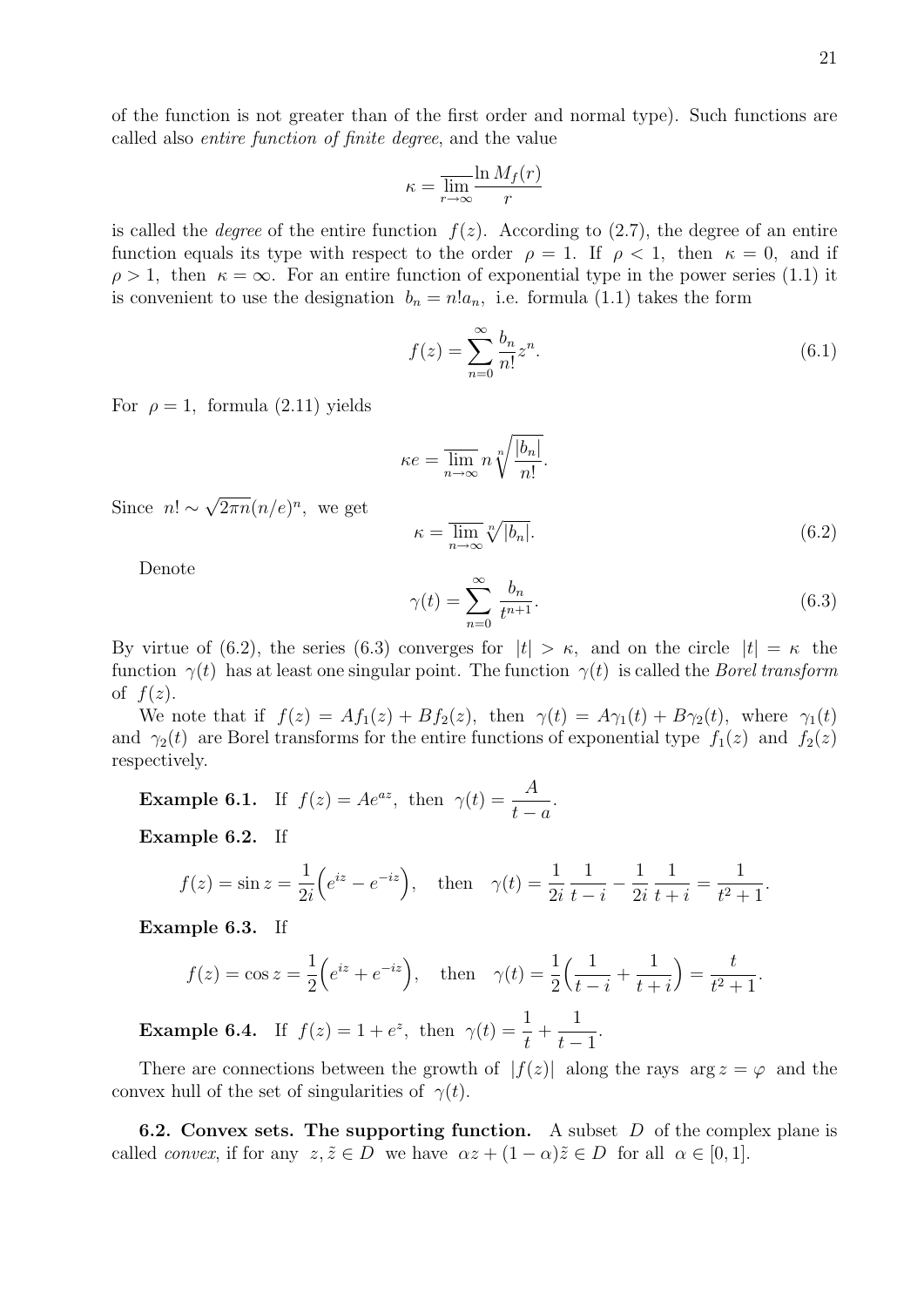of the function is not greater than of the first order and normal type). Such functions are called also *entire function of finite degree*, and the value

$$\kappa = \varlimsup_{r\to\infty} \frac{\ln M_f(r)}{r}$$

is called the *degree* of the entire function $f(z)$. According to (2.7), the degree of an entire function equals its type with respect to the order $\rho = 1$. If $\rho < 1$, then $\kappa = 0$, and if $\rho > 1$, then $\kappa = \infty$. For an entire function of exponential type in the power series (1.1) it is convenient to use the designation $b_n = n!a_n$, i.e. formula (1.1) takes the form

$$f(z) = \sum_{n=0}^{\infty} \frac{b_n}{n!} z^n. \tag{6.1}$$

For $\rho = 1$, formula (2.11) yields

$$\kappa e = \varlimsup_{n\to\infty} n \sqrt[n]{\frac{|b_n|}{n!}}.$$

Since $n! \sim \sqrt{2\pi n}(n/e)^n$, we get

$$\kappa = \varlimsup_{n\to\infty} \sqrt[n]{|b_n|}. \tag{6.2}$$

Denote

$$\gamma(t) = \sum_{n=0}^{\infty} \frac{b_n}{t^{n+1}}. \tag{6.3}$$

By virtue of (6.2), the series (6.3) converges for $|t| > \kappa$, and on the circle $|t| = \kappa$ the function $\gamma(t)$ has at least one singular point. The function $\gamma(t)$ is called the *Borel transform* of $f(z)$.

We note that if $f(z) = Af_1(z) + Bf_2(z)$, then $\gamma(t) = A\gamma_1(t) + B\gamma_2(t)$, where $\gamma_1(t)$ and $\gamma_2(t)$ are Borel transforms for the entire functions of exponential type $f_1(z)$ and $f_2(z)$ respectively.

**Example 6.1.** If $f(z) = Ae^{az}$, then $\gamma(t) = \dfrac{A}{t-a}$.

**Example 6.2.** If

$$f(z) = \sin z = \frac{1}{2i}\Big(e^{iz} - e^{-iz}\Big), \quad \text{then} \quad \gamma(t) = \frac{1}{2i}\,\frac{1}{t-i} - \frac{1}{2i}\,\frac{1}{t+i} = \frac{1}{t^2+1}.$$

**Example 6.3.** If

$$f(z) = \cos z = \frac{1}{2}\Big(e^{iz} + e^{-iz}\Big), \quad \text{then} \quad \gamma(t) = \frac{1}{2}\Big(\frac{1}{t-i} + \frac{1}{t+i}\Big) = \frac{t}{t^2+1}.$$

**Example 6.4.** If $f(z) = 1 + e^z$, then $\gamma(t) = \dfrac{1}{t} + \dfrac{1}{t-1}$.

There are connections between the growth of $|f(z)|$ along the rays $\arg z = \varphi$ and the convex hull of the set of singularities of $\gamma(t)$.

**6.2. Convex sets. The supporting function.** A subset $D$ of the complex plane is called *convex*, if for any $z, \tilde{z} \in D$ we have $\alpha z + (1-\alpha)\tilde{z} \in D$ for all $\alpha \in [0, 1]$.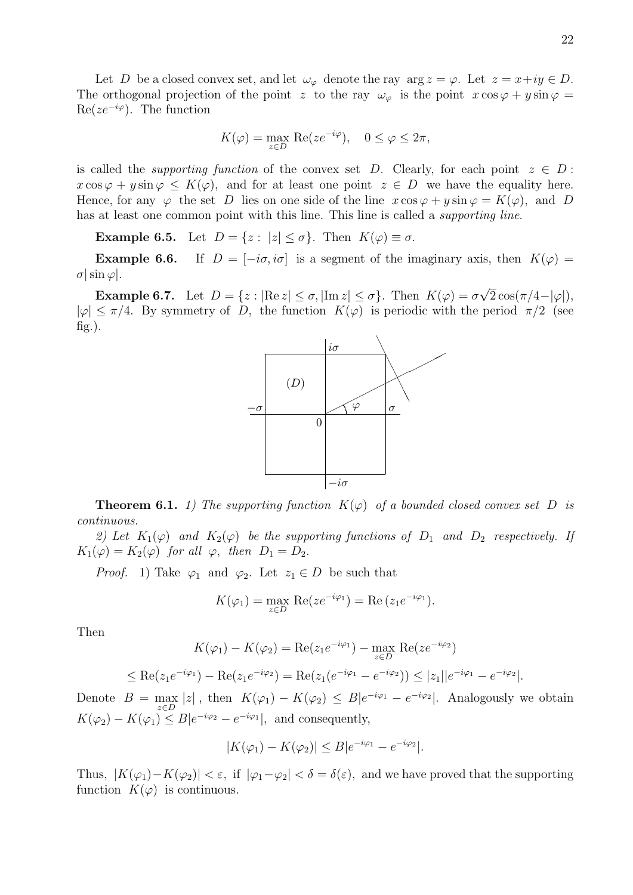Let $D$ be a closed convex set, and let $\omega_\varphi$ denote the ray $\arg z = \varphi$. Let $z = x+iy \in D$. The orthogonal projection of the point $z$ to the ray $\omega_\varphi$ is the point $x\cos\varphi + y\sin\varphi = \mathrm{Re}(ze^{-i\varphi})$. The function

$$K(\varphi) = \max_{z\in D} \mathrm{Re}(ze^{-i\varphi}), \quad 0 \le \varphi \le 2\pi,$$

is called the *supporting function* of the convex set $D$. Clearly, for each point $z \in D$: $x\cos\varphi + y\sin\varphi \le K(\varphi)$, and for at least one point $z \in D$ we have the equality here. Hence, for any $\varphi$ the set $D$ lies on one side of the line $x\cos\varphi + y\sin\varphi = K(\varphi)$, and $D$ has at least one common point with this line. This line is called a *supporting line*.

**Example 6.5.** Let $D = \{z : |z| \le \sigma\}$. Then $K(\varphi) \equiv \sigma$.

**Example 6.6.** If $D = [-i\sigma, i\sigma]$ is a segment of the imaginary axis, then $K(\varphi) = \sigma|\sin\varphi|$.

**Example 6.7.** Let $D = \{z : |\mathrm{Re}\, z| \le \sigma, |\mathrm{Im}\, z| \le \sigma\}$. Then $K(\varphi) = \sigma\sqrt{2}\cos(\pi/4 - |\varphi|)$, $|\varphi| \le \pi/4$. By symmetry of $D$, the function $K(\varphi)$ is periodic with the period $\pi/2$ (see fig.).

**Theorem 6.1.** *1) The supporting function $K(\varphi)$ of a bounded closed convex set $D$ is continuous.*

*2) Let $K_1(\varphi)$ and $K_2(\varphi)$ be the supporting functions of $D_1$ and $D_2$ respectively. If $K_1(\varphi) = K_2(\varphi)$ for all $\varphi$, then $D_1 = D_2$.*

*Proof.* 1) Take $\varphi_1$ and $\varphi_2$. Let $z_1 \in D$ be such that

$$K(\varphi_1) = \max_{z\in D} \mathrm{Re}(ze^{-i\varphi_1}) = \mathrm{Re}\,(z_1 e^{-i\varphi_1}).$$

Then

$$K(\varphi_1) - K(\varphi_2) = \mathrm{Re}(z_1 e^{-i\varphi_1}) - \max_{z\in D} \mathrm{Re}(ze^{-i\varphi_2})$$

$$\le \mathrm{Re}(z_1 e^{-i\varphi_1}) - \mathrm{Re}(z_1 e^{-i\varphi_2}) = \mathrm{Re}(z_1(e^{-i\varphi_1} - e^{-i\varphi_2})) \le |z_1||e^{-i\varphi_1} - e^{-i\varphi_2}|.$$

Denote $B = \max_{z\in D} |z|$, then $K(\varphi_1) - K(\varphi_2) \le B|e^{-i\varphi_1} - e^{-i\varphi_2}|$. Analogously we obtain $K(\varphi_2) - K(\varphi_1) \le B|e^{-i\varphi_2} - e^{-i\varphi_1}|$, and consequently,

$$|K(\varphi_1) - K(\varphi_2)| \le B|e^{-i\varphi_1} - e^{-i\varphi_2}|.$$

Thus, $|K(\varphi_1) - K(\varphi_2)| < \varepsilon$, if $|\varphi_1 - \varphi_2| < \delta = \delta(\varepsilon)$, and we have proved that the supporting function $K(\varphi)$ is continuous.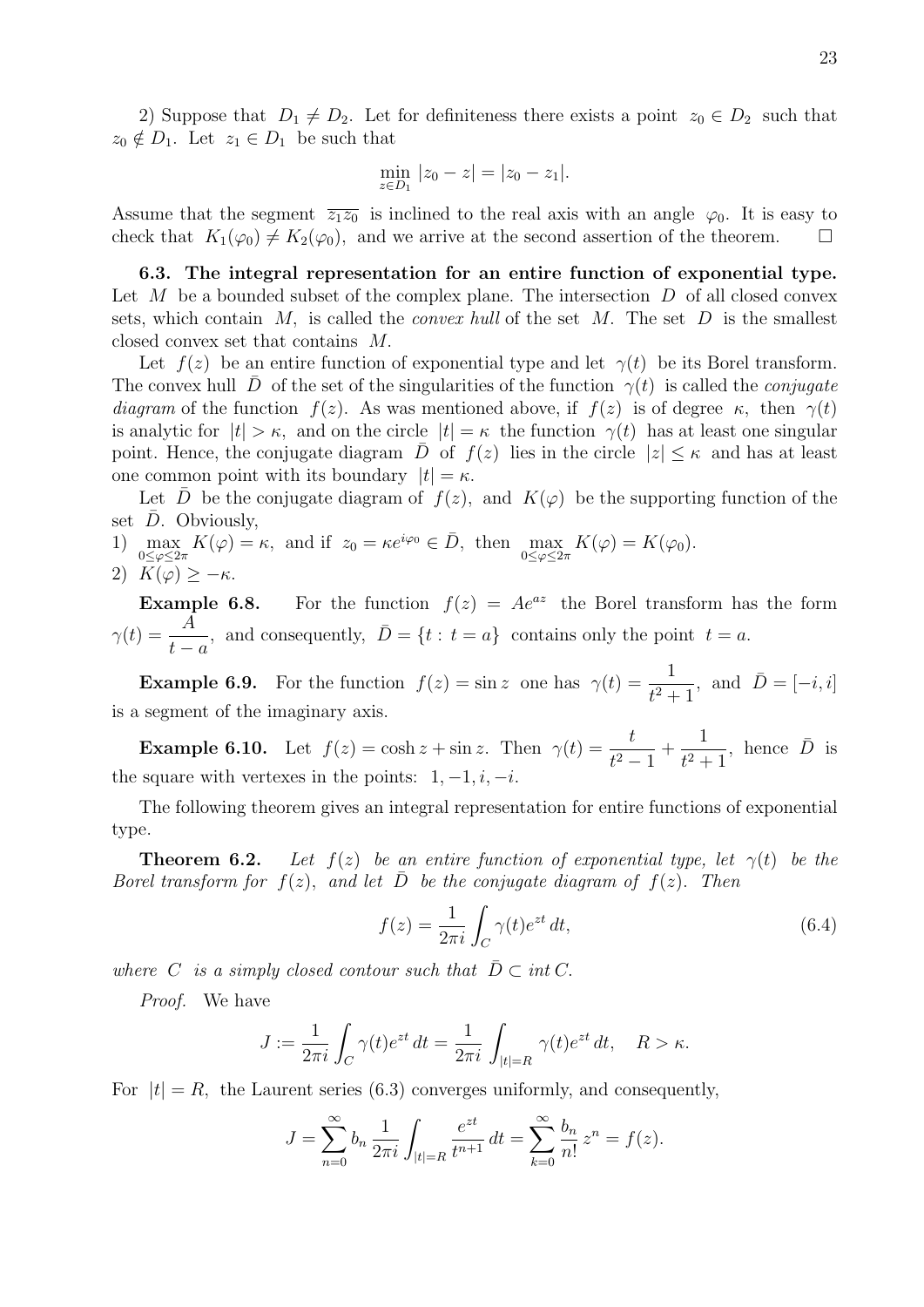2) Suppose that $D_1 \neq D_2$. Let for definiteness there exists a point $z_0 \in D_2$ such that $z_0 \notin D_1$. Let $z_1 \in D_1$ be such that

$$\min_{z \in D_1} |z_0 - z| = |z_0 - z_1|.$$

Assume that the segment $\overline{z_1 z_0}$ is inclined to the real axis with an angle $\varphi_0$. It is easy to check that $K_1(\varphi_0) \neq K_2(\varphi_0)$, and we arrive at the second assertion of the theorem. $\square$

**6.3. The integral representation for an entire function of exponential type.** Let $M$ be a bounded subset of the complex plane. The intersection $D$ of all closed convex sets, which contain $M$, is called the *convex hull* of the set $M$. The set $D$ is the smallest closed convex set that contains $M$.

Let $f(z)$ be an entire function of exponential type and let $\gamma(t)$ be its Borel transform. The convex hull $\bar{D}$ of the set of the singularities of the function $\gamma(t)$ is called the *conjugate diagram* of the function $f(z)$. As was mentioned above, if $f(z)$ is of degree $\kappa$, then $\gamma(t)$ is analytic for $|t| > \kappa$, and on the circle $|t| = \kappa$ the function $\gamma(t)$ has at least one singular point. Hence, the conjugate diagram $\bar{D}$ of $f(z)$ lies in the circle $|z| \leq \kappa$ and has at least one common point with its boundary $|t| = \kappa$.

Let $\bar{D}$ be the conjugate diagram of $f(z)$, and $K(\varphi)$ be the supporting function of the set $\bar{D}$. Obviously,

1) $\max\limits_{0 \leq \varphi \leq 2\pi} K(\varphi) = \kappa$, and if $z_0 = \kappa e^{i\varphi_0} \in \bar{D}$, then $\max\limits_{0 \leq \varphi \leq 2\pi} K(\varphi) = K(\varphi_0)$.

2) $K(\varphi) \geq -\kappa$.

**Example 6.8.** For the function $f(z) = Ae^{az}$ the Borel transform has the form $\gamma(t) = \dfrac{A}{t-a}$, and consequently, $\bar{D} = \{t : t = a\}$ contains only the point $t = a$.

**Example 6.9.** For the function $f(z) = \sin z$ one has $\gamma(t) = \dfrac{1}{t^2+1}$, and $\bar{D} = [-i, i]$ is a segment of the imaginary axis.

**Example 6.10.** Let $f(z) = \cosh z + \sin z$. Then $\gamma(t) = \dfrac{t}{t^2-1} + \dfrac{1}{t^2+1}$, hence $\bar{D}$ is the square with vertexes in the points: $1, -1, i, -i$.

The following theorem gives an integral representation for entire functions of exponential type.

**Theorem 6.2.** *Let $f(z)$ be an entire function of exponential type, let $\gamma(t)$ be the Borel transform for $f(z)$, and let $\bar{D}$ be the conjugate diagram of $f(z)$. Then*

$$f(z) = \frac{1}{2\pi i} \int_C \gamma(t) e^{zt}\, dt, \tag{6.4}$$

*where $C$ is a simply closed contour such that $\bar{D} \subset \operatorname{int} C$.*

*Proof.* We have

$$J := \frac{1}{2\pi i} \int_C \gamma(t) e^{zt}\, dt = \frac{1}{2\pi i} \int_{|t|=R} \gamma(t) e^{zt}\, dt, \quad R > \kappa.$$

For $|t| = R$, the Laurent series (6.3) converges uniformly, and consequently,

$$J = \sum_{n=0}^{\infty} b_n \frac{1}{2\pi i} \int_{|t|=R} \frac{e^{zt}}{t^{n+1}}\, dt = \sum_{k=0}^{\infty} \frac{b_n}{n!} z^n = f(z).$$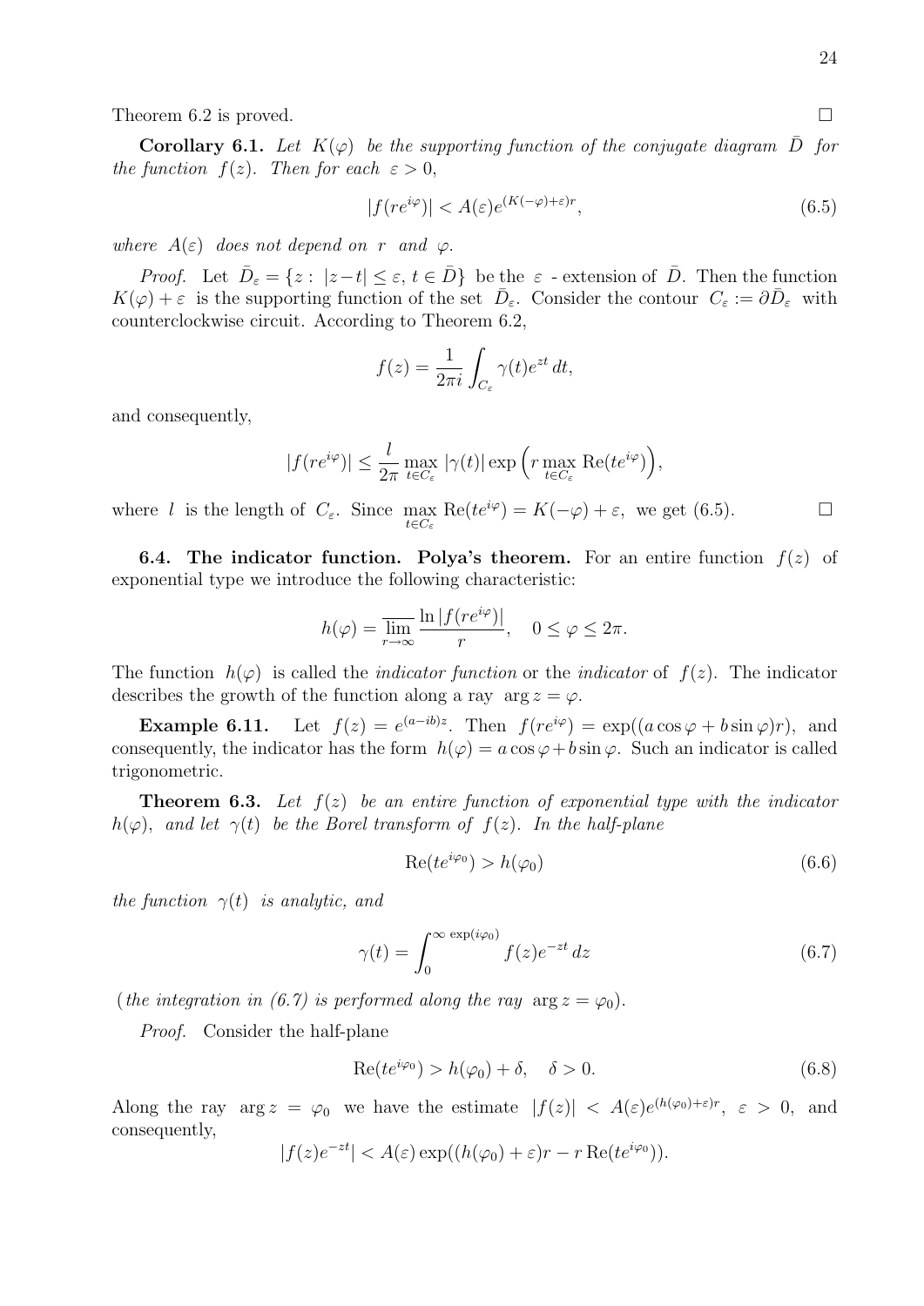Theorem 6.2 is proved. $\square$

**Corollary 6.1.** *Let $K(\varphi)$ be the supporting function of the conjugate diagram $\bar{D}$ for the function $f(z)$. Then for each $\varepsilon > 0$,*

$$|f(re^{i\varphi})| < A(\varepsilon)e^{(K(-\varphi)+\varepsilon)r}, \tag{6.5}$$

*where $A(\varepsilon)$ does not depend on $r$ and $\varphi$.*

*Proof.* Let $\bar{D}_\varepsilon = \{z : \ |z-t| \le \varepsilon, \, t \in \bar{D}\}$ be the $\varepsilon$ - extension of $\bar{D}$. Then the function $K(\varphi) + \varepsilon$ is the supporting function of the set $\bar{D}_\varepsilon$. Consider the contour $C_\varepsilon := \partial \bar{D}_\varepsilon$ with counterclockwise circuit. According to Theorem 6.2,

$$f(z) = \frac{1}{2\pi i} \int_{C_\varepsilon} \gamma(t) e^{zt} \, dt,$$

and consequently,

$$|f(re^{i\varphi})| \le \frac{l}{2\pi} \max_{t \in C_\varepsilon} |\gamma(t)| \exp\Big(r \max_{t \in C_\varepsilon} \operatorname{Re}(te^{i\varphi})\Big),$$

where $l$ is the length of $C_\varepsilon$. Since $\max\limits_{t \in C_\varepsilon} \operatorname{Re}(te^{i\varphi}) = K(-\varphi) + \varepsilon$, we get (6.5). $\square$

**6.4. The indicator function. Polya's theorem.** For an entire function $f(z)$ of exponential type we introduce the following characteristic:

$$h(\varphi) = \overline{\lim_{r \to \infty}} \frac{\ln |f(re^{i\varphi})|}{r}, \quad 0 \le \varphi \le 2\pi.$$

The function $h(\varphi)$ is called the *indicator function* or the *indicator* of $f(z)$. The indicator describes the growth of the function along a ray $\arg z = \varphi$.

**Example 6.11.** Let $f(z) = e^{(a-ib)z}$. Then $f(re^{i\varphi}) = \exp((a\cos\varphi + b\sin\varphi)r)$, and consequently, the indicator has the form $h(\varphi) = a\cos\varphi + b\sin\varphi$. Such an indicator is called trigonometric.

**Theorem 6.3.** *Let $f(z)$ be an entire function of exponential type with the indicator $h(\varphi)$, and let $\gamma(t)$ be the Borel transform of $f(z)$. In the half-plane*

$$\operatorname{Re}(te^{i\varphi_0}) > h(\varphi_0) \tag{6.6}$$

*the function $\gamma(t)$ is analytic, and*

$$\gamma(t) = \int_0^{\infty \, \exp(i\varphi_0)} f(z) e^{-zt} \, dz \tag{6.7}$$

(*the integration in (6.7) is performed along the ray $\arg z = \varphi_0$*).

*Proof.* Consider the half-plane

$$\operatorname{Re}(te^{i\varphi_0}) > h(\varphi_0) + \delta, \quad \delta > 0. \tag{6.8}$$

Along the ray $\arg z = \varphi_0$ we have the estimate $|f(z)| < A(\varepsilon)e^{(h(\varphi_0)+\varepsilon)r}$, $\varepsilon > 0$, and consequently,

$$|f(z)e^{-zt}| < A(\varepsilon) \exp((h(\varphi_0) + \varepsilon)r - r \operatorname{Re}(te^{i\varphi_0})).$$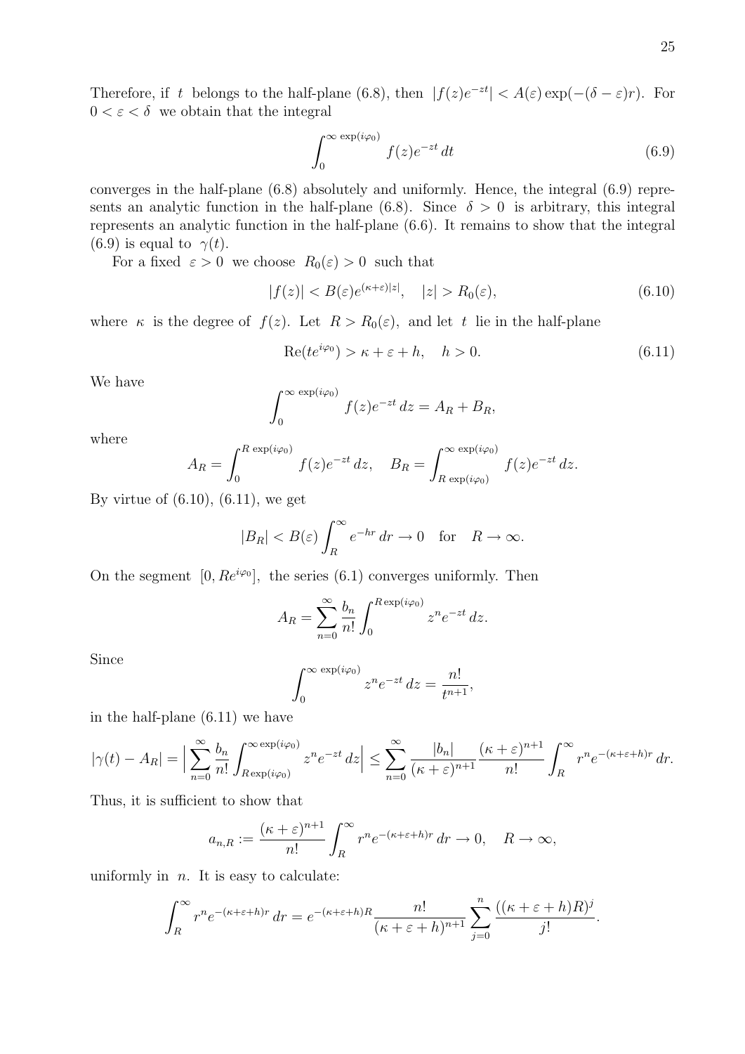Therefore, if $t$ belongs to the half-plane (6.8), then $|f(z)e^{-zt}| < A(\varepsilon)\exp(-(\delta-\varepsilon)r)$. For $0 < \varepsilon < \delta$ we obtain that the integral

$$\int_0^{\infty \exp(i\varphi_0)} f(z)e^{-zt}\, dt \tag{6.9}$$

converges in the half-plane (6.8) absolutely and uniformly. Hence, the integral (6.9) represents an analytic function in the half-plane (6.8). Since $\delta > 0$ is arbitrary, this integral represents an analytic function in the half-plane (6.6). It remains to show that the integral (6.9) is equal to $\gamma(t)$.

For a fixed $\varepsilon > 0$ we choose $R_0(\varepsilon) > 0$ such that

$$|f(z)| < B(\varepsilon)e^{(\kappa+\varepsilon)|z|}, \quad |z| > R_0(\varepsilon), \tag{6.10}$$

where $\kappa$ is the degree of $f(z)$. Let $R > R_0(\varepsilon)$, and let $t$ lie in the half-plane

$$\mathrm{Re}(te^{i\varphi_0}) > \kappa + \varepsilon + h, \quad h > 0. \tag{6.11}$$

We have

$$\int_0^{\infty \exp(i\varphi_0)} f(z)e^{-zt}\, dz = A_R + B_R,$$

where

$$A_R = \int_0^{R \exp(i\varphi_0)} f(z)e^{-zt}\, dz, \quad B_R = \int_{R \exp(i\varphi_0)}^{\infty \exp(i\varphi_0)} f(z)e^{-zt}\, dz.$$

By virtue of (6.10), (6.11), we get

$$|B_R| < B(\varepsilon)\int_R^\infty e^{-hr}\, dr \to 0 \quad \text{for} \quad R \to \infty.$$

On the segment $[0, Re^{i\varphi_0}]$, the series (6.1) converges uniformly. Then

$$A_R = \sum_{n=0}^\infty \frac{b_n}{n!}\int_0^{R\exp(i\varphi_0)} z^n e^{-zt}\, dz.$$

Since

$$\int_0^{\infty \exp(i\varphi_0)} z^n e^{-zt}\, dz = \frac{n!}{t^{n+1}},$$

in the half-plane (6.11) we have

$$|\gamma(t) - A_R| = \Big|\sum_{n=0}^\infty \frac{b_n}{n!}\int_{R\exp(i\varphi_0)}^{\infty\exp(i\varphi_0)} z^n e^{-zt}\, dz\Big| \le \sum_{n=0}^\infty \frac{|b_n|}{(\kappa+\varepsilon)^{n+1}}\frac{(\kappa+\varepsilon)^{n+1}}{n!}\int_R^\infty r^n e^{-(\kappa+\varepsilon+h)r}\, dr.$$

Thus, it is sufficient to show that

$$a_{n,R} := \frac{(\kappa+\varepsilon)^{n+1}}{n!}\int_R^\infty r^n e^{-(\kappa+\varepsilon+h)r}\, dr \to 0, \quad R \to \infty,$$

uniformly in $n$. It is easy to calculate:

$$\int_R^\infty r^n e^{-(\kappa+\varepsilon+h)r}\, dr = e^{-(\kappa+\varepsilon+h)R}\frac{n!}{(\kappa+\varepsilon+h)^{n+1}}\sum_{j=0}^n \frac{((\kappa+\varepsilon+h)R)^j}{j!}.$$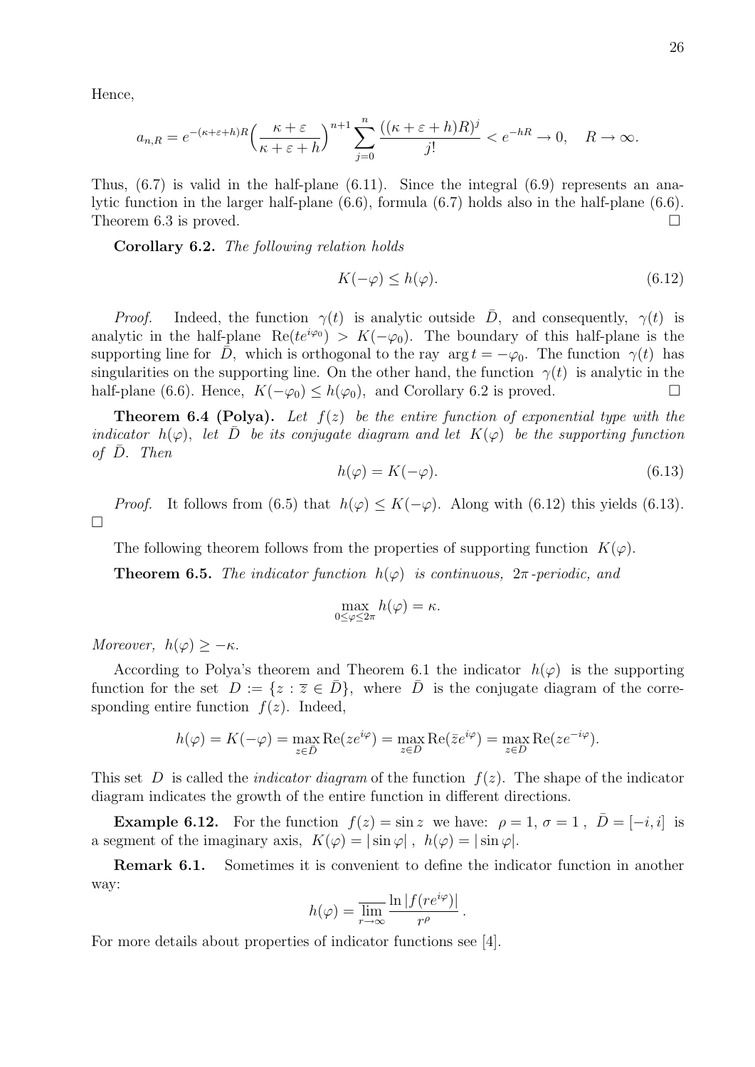Hence,

$$a_{n,R} = e^{-(\kappa+\varepsilon+h)R}\Big(\frac{\kappa+\varepsilon}{\kappa+\varepsilon+h}\Big)^{n+1}\sum_{j=0}^{n}\frac{((\kappa+\varepsilon+h)R)^j}{j!} < e^{-hR} \to 0, \quad R\to\infty.$$

Thus, (6.7) is valid in the half-plane (6.11). Since the integral (6.9) represents an analytic function in the larger half-plane (6.6), formula (6.7) holds also in the half-plane (6.6). Theorem 6.3 is proved. □

**Corollary 6.2.** *The following relation holds*

$$K(-\varphi) \le h(\varphi). \tag{6.12}$$

*Proof.* Indeed, the function $\gamma(t)$ is analytic outside $\bar{D}$, and consequently, $\gamma(t)$ is analytic in the half-plane $\mathrm{Re}(te^{i\varphi_0}) > K(-\varphi_0)$. The boundary of this half-plane is the supporting line for $\bar{D}$, which is orthogonal to the ray $\arg t = -\varphi_0$. The function $\gamma(t)$ has singularities on the supporting line. On the other hand, the function $\gamma(t)$ is analytic in the half-plane (6.6). Hence, $K(-\varphi_0) \le h(\varphi_0)$, and Corollary 6.2 is proved. □

**Theorem 6.4 (Polya).** *Let $f(z)$ be the entire function of exponential type with the indicator $h(\varphi)$, let $\bar{D}$ be its conjugate diagram and let $K(\varphi)$ be the supporting function of $\bar{D}$. Then*

$$h(\varphi) = K(-\varphi). \tag{6.13}$$

*Proof.* It follows from (6.5) that $h(\varphi) \le K(-\varphi)$. Along with (6.12) this yields (6.13). □

The following theorem follows from the properties of supporting function $K(\varphi)$.

**Theorem 6.5.** *The indicator function $h(\varphi)$ is continuous, $2\pi$-periodic, and*

$$\max_{0\le\varphi\le 2\pi} h(\varphi) = \kappa.$$

*Moreover, $h(\varphi) \ge -\kappa$.*

According to Polya's theorem and Theorem 6.1 the indicator $h(\varphi)$ is the supporting function for the set $D := \{z : \bar{z} \in \bar{D}\}$, where $\bar{D}$ is the conjugate diagram of the corresponding entire function $f(z)$. Indeed,

$$h(\varphi) = K(-\varphi) = \max_{z\in\bar{D}} \mathrm{Re}(ze^{i\varphi}) = \max_{z\in D} \mathrm{Re}(\bar{z}e^{i\varphi}) = \max_{z\in D} \mathrm{Re}(ze^{-i\varphi}).$$

This set $D$ is called the *indicator diagram* of the function $f(z)$. The shape of the indicator diagram indicates the growth of the entire function in different directions.

**Example 6.12.** For the function $f(z) = \sin z$ we have: $\rho = 1$, $\sigma = 1$, $\bar{D} = [-i, i]$ is a segment of the imaginary axis, $K(\varphi) = |\sin\varphi|$, $h(\varphi) = |\sin\varphi|$.

**Remark 6.1.** Sometimes it is convenient to define the indicator function in another way:

$$h(\varphi) = \overline{\lim_{r\to\infty}} \frac{\ln|f(re^{i\varphi})|}{r^\rho}.$$

For more details about properties of indicator functions see [4].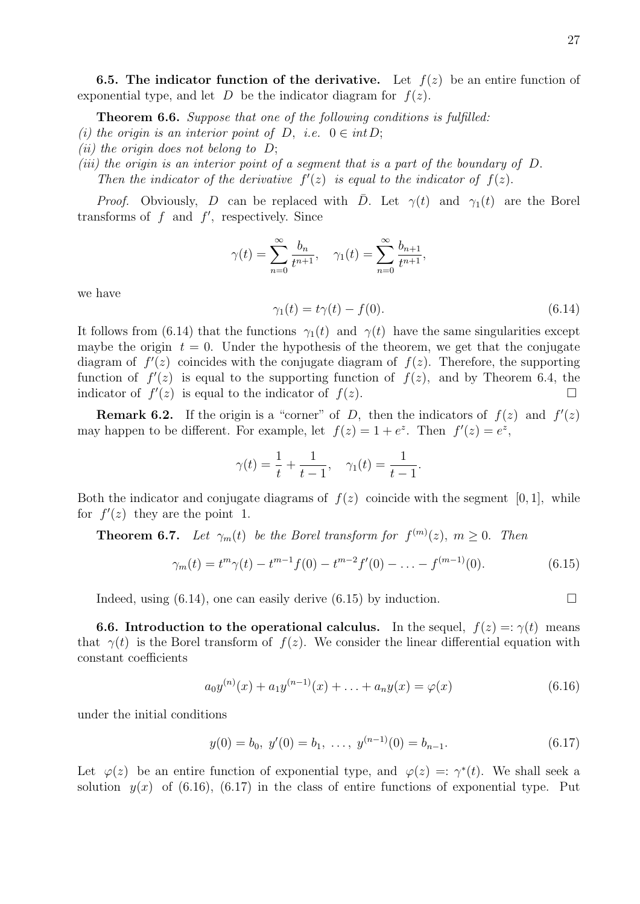**6.5. The indicator function of the derivative.** Let $f(z)$ be an entire function of exponential type, and let $D$ be the indicator diagram for $f(z)$.

**Theorem 6.6.** *Suppose that one of the following conditions is fulfilled:*
*(i) the origin is an interior point of $D$, i.e. $0 \in int D$;*
*(ii) the origin does not belong to $D$;*
*(iii) the origin is an interior point of a segment that is a part of the boundary of $D$.*
*Then the indicator of the derivative $f'(z)$ is equal to the indicator of $f(z)$.*

*Proof.* Obviously, $D$ can be replaced with $\bar{D}$. Let $\gamma(t)$ and $\gamma_1(t)$ are the Borel transforms of $f$ and $f'$, respectively. Since

$$\gamma(t) = \sum_{n=0}^{\infty} \frac{b_n}{t^{n+1}}, \quad \gamma_1(t) = \sum_{n=0}^{\infty} \frac{b_{n+1}}{t^{n+1}},$$

we have

$$\gamma_1(t) = t\gamma(t) - f(0). \tag{6.14}$$

It follows from (6.14) that the functions $\gamma_1(t)$ and $\gamma(t)$ have the same singularities except maybe the origin $t = 0$. Under the hypothesis of the theorem, we get that the conjugate diagram of $f'(z)$ coincides with the conjugate diagram of $f(z)$. Therefore, the supporting function of $f'(z)$ is equal to the supporting function of $f(z)$, and by Theorem 6.4, the indicator of $f'(z)$ is equal to the indicator of $f(z)$. $\square$

**Remark 6.2.** If the origin is a "corner" of $D$, then the indicators of $f(z)$ and $f'(z)$ may happen to be different. For example, let $f(z) = 1 + e^z$. Then $f'(z) = e^z$,

$$\gamma(t) = \frac{1}{t} + \frac{1}{t-1}, \quad \gamma_1(t) = \frac{1}{t-1}.$$

Both the indicator and conjugate diagrams of $f(z)$ coincide with the segment $[0, 1]$, while for $f'(z)$ they are the point $1$.

**Theorem 6.7.** *Let $\gamma_m(t)$ be the Borel transform for $f^{(m)}(z)$, $m \geq 0$. Then*

$$\gamma_m(t) = t^m\gamma(t) - t^{m-1}f(0) - t^{m-2}f'(0) - \ldots - f^{(m-1)}(0). \tag{6.15}$$

Indeed, using (6.14), one can easily derive (6.15) by induction. $\square$

**6.6. Introduction to the operational calculus.** In the sequel, $f(z) =: \gamma(t)$ means that $\gamma(t)$ is the Borel transform of $f(z)$. We consider the linear differential equation with constant coefficients

$$a_0 y^{(n)}(x) + a_1 y^{(n-1)}(x) + \ldots + a_n y(x) = \varphi(x) \tag{6.16}$$

under the initial conditions

$$y(0) = b_0,\ y'(0) = b_1,\ \ldots,\ y^{(n-1)}(0) = b_{n-1}. \tag{6.17}$$

Let $\varphi(z)$ be an entire function of exponential type, and $\varphi(z) =: \gamma^*(t)$. We shall seek a solution $y(x)$ of (6.16), (6.17) in the class of entire functions of exponential type. Put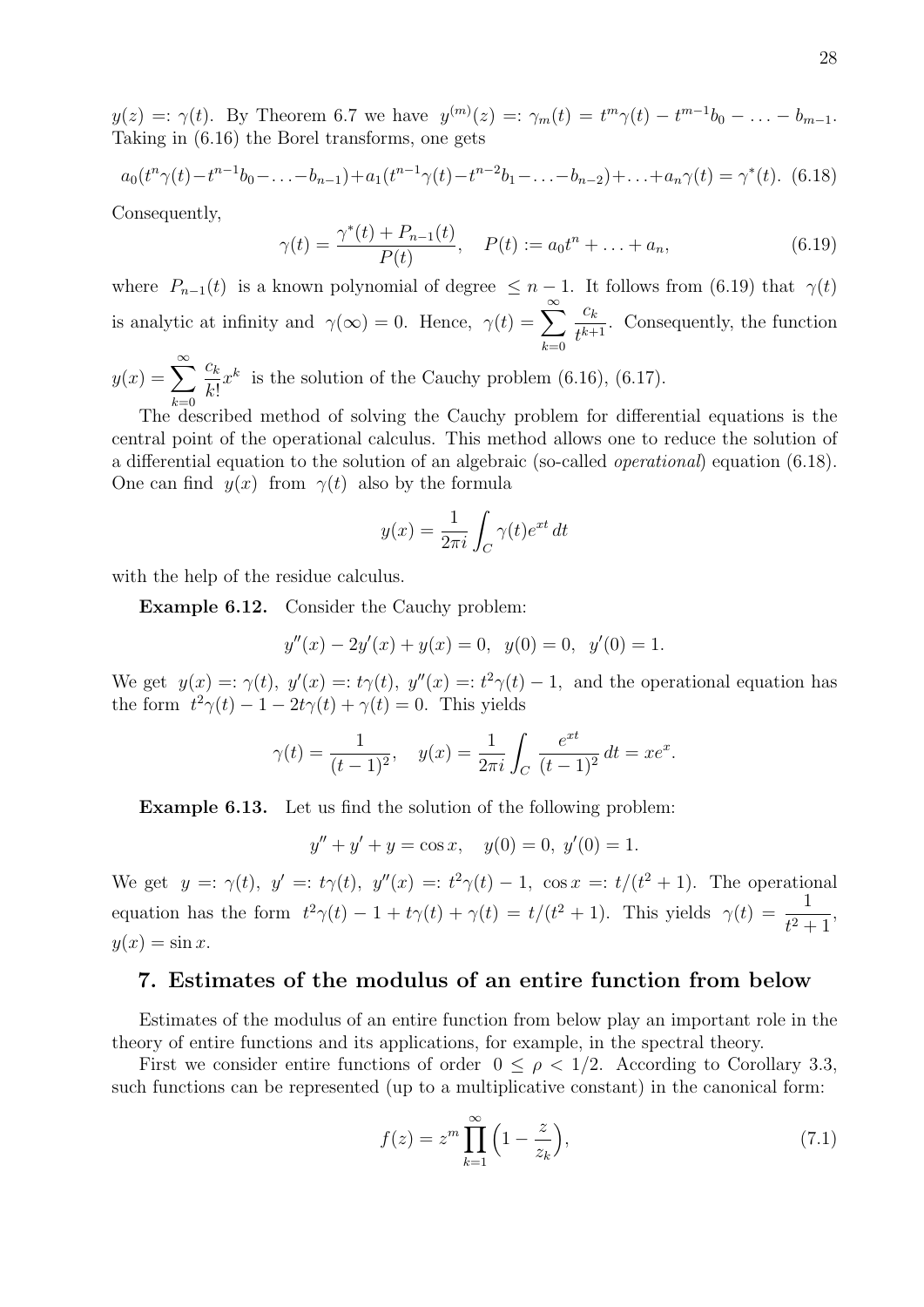$y(z) =: \gamma(t)$. By Theorem 6.7 we have $y^{(m)}(z) =: \gamma_m(t) = t^m\gamma(t) - t^{m-1}b_0 - \ldots - b_{m-1}$. Taking in (6.16) the Borel transforms, one gets

$$a_0(t^n\gamma(t) - t^{n-1}b_0 - \ldots - b_{n-1}) + a_1(t^{n-1}\gamma(t) - t^{n-2}b_1 - \ldots - b_{n-2}) + \ldots + a_n\gamma(t) = \gamma^*(t). \quad (6.18)$$

Consequently,

$$\gamma(t) = \frac{\gamma^*(t) + P_{n-1}(t)}{P(t)}, \quad P(t) := a_0t^n + \ldots + a_n, \quad (6.19)$$

where $P_{n-1}(t)$ is a known polynomial of degree $\leq n-1$. It follows from (6.19) that $\gamma(t)$ is analytic at infinity and $\gamma(\infty) = 0$. Hence, $\gamma(t) = \sum_{k=0}^{\infty} \frac{c_k}{t^{k+1}}$. Consequently, the function $y(x) = \sum_{k=0}^{\infty} \frac{c_k}{k!}x^k$ is the solution of the Cauchy problem (6.16), (6.17).

The described method of solving the Cauchy problem for differential equations is the central point of the operational calculus. This method allows one to reduce the solution of a differential equation to the solution of an algebraic (so-called *operational*) equation (6.18). One can find $y(x)$ from $\gamma(t)$ also by the formula

$$y(x) = \frac{1}{2\pi i}\int_C \gamma(t)e^{xt}\,dt$$

with the help of the residue calculus.

**Example 6.12.** Consider the Cauchy problem:

$$y''(x) - 2y'(x) + y(x) = 0, \;\; y(0) = 0, \;\; y'(0) = 1.$$

We get $y(x) =: \gamma(t)$, $y'(x) =: t\gamma(t)$, $y''(x) =: t^2\gamma(t) - 1$, and the operational equation has the form $t^2\gamma(t) - 1 - 2t\gamma(t) + \gamma(t) = 0$. This yields

$$\gamma(t) = \frac{1}{(t-1)^2}, \quad y(x) = \frac{1}{2\pi i}\int_C \frac{e^{xt}}{(t-1)^2}\,dt = xe^x.$$

**Example 6.13.** Let us find the solution of the following problem:

$$y'' + y' + y = \cos x, \quad y(0) = 0, \; y'(0) = 1.$$

We get $y =: \gamma(t)$, $y' =: t\gamma(t)$, $y''(x) =: t^2\gamma(t) - 1$, $\cos x =: t/(t^2+1)$. The operational equation has the form $t^2\gamma(t) - 1 + t\gamma(t) + \gamma(t) = t/(t^2+1)$. This yields $\gamma(t) = \frac{1}{t^2+1}$, $y(x) = \sin x$.

## 7. Estimates of the modulus of an entire function from below

Estimates of the modulus of an entire function from below play an important role in the theory of entire functions and its applications, for example, in the spectral theory.

First we consider entire functions of order $0 \leq \rho < 1/2$. According to Corollary 3.3, such functions can be represented (up to a multiplicative constant) in the canonical form:

$$f(z) = z^m \prod_{k=1}^{\infty}\Big(1 - \frac{z}{z_k}\Big), \quad (7.1)$$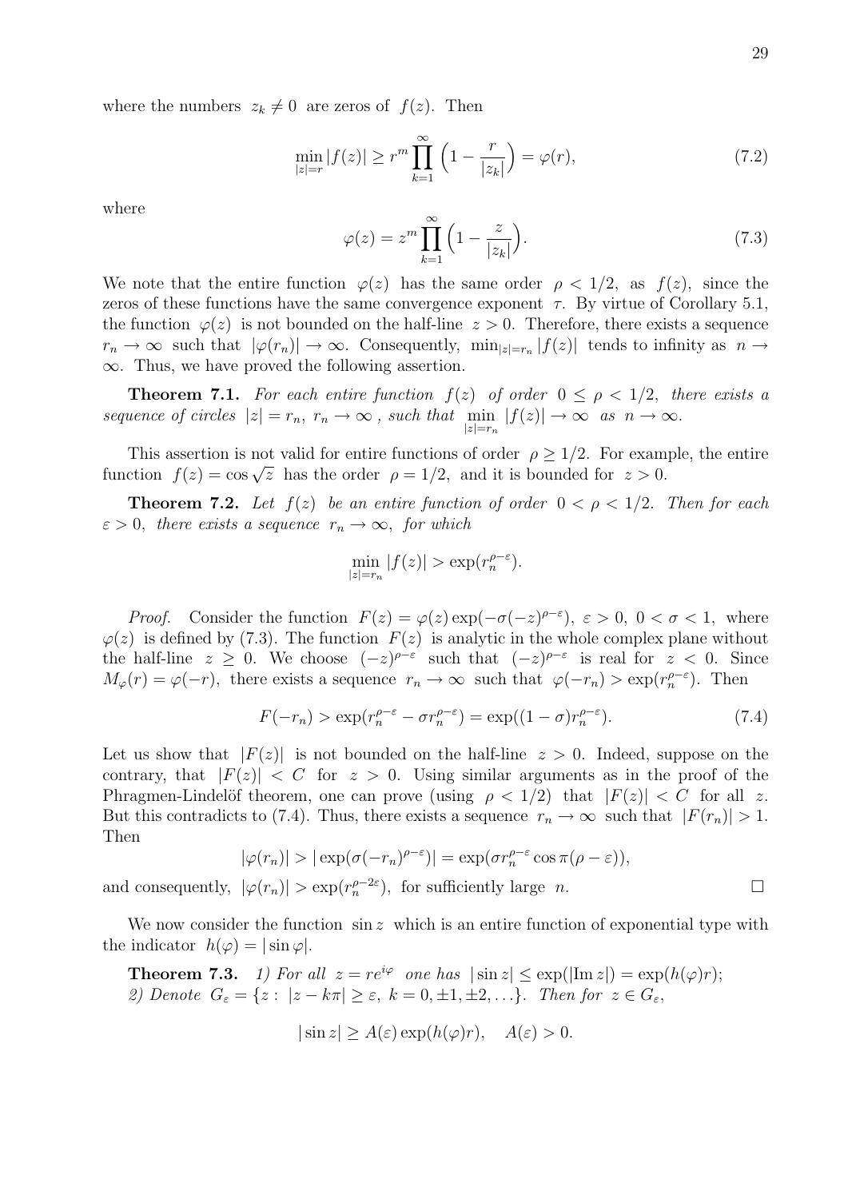where the numbers $z_k \neq 0$ are zeros of $f(z)$. Then

$$\min_{|z|=r} |f(z)| \geq r^m \prod_{k=1}^{\infty} \Big(1 - \frac{r}{|z_k|}\Big) = \varphi(r), \tag{7.2}$$

where

$$\varphi(z) = z^m \prod_{k=1}^{\infty} \Big(1 - \frac{z}{|z_k|}\Big). \tag{7.3}$$

We note that the entire function $\varphi(z)$ has the same order $\rho < 1/2$, as $f(z)$, since the zeros of these functions have the same convergence exponent $\tau$. By virtue of Corollary 5.1, the function $\varphi(z)$ is not bounded on the half-line $z > 0$. Therefore, there exists a sequence $r_n \to \infty$ such that $|\varphi(r_n)| \to \infty$. Consequently, $\min_{|z|=r_n} |f(z)|$ tends to infinity as $n \to \infty$. Thus, we have proved the following assertion.

**Theorem 7.1.** *For each entire function $f(z)$ of order $0 \leq \rho < 1/2$, there exists a sequence of circles $|z| = r_n$, $r_n \to \infty$ , such that $\min\limits_{|z|=r_n} |f(z)| \to \infty$ as $n \to \infty$.*

This assertion is not valid for entire functions of order $\rho \geq 1/2$. For example, the entire function $f(z) = \cos \sqrt{z}$ has the order $\rho = 1/2$, and it is bounded for $z > 0$.

**Theorem 7.2.** *Let $f(z)$ be an entire function of order $0 < \rho < 1/2$. Then for each $\varepsilon > 0$, there exists a sequence $r_n \to \infty$, for which*

$$\min_{|z|=r_n} |f(z)| > \exp(r_n^{\rho-\varepsilon}).$$

*Proof.* Consider the function $F(z) = \varphi(z) \exp(-\sigma(-z)^{\rho-\varepsilon})$, $\varepsilon > 0$, $0 < \sigma < 1$, where $\varphi(z)$ is defined by (7.3). The function $F(z)$ is analytic in the whole complex plane without the half-line $z \geq 0$. We choose $(-z)^{\rho-\varepsilon}$ such that $(-z)^{\rho-\varepsilon}$ is real for $z < 0$. Since $M_\varphi(r) = \varphi(-r)$, there exists a sequence $r_n \to \infty$ such that $\varphi(-r_n) > \exp(r_n^{\rho-\varepsilon})$. Then

$$F(-r_n) > \exp(r_n^{\rho-\varepsilon} - \sigma r_n^{\rho-\varepsilon}) = \exp((1-\sigma) r_n^{\rho-\varepsilon}). \tag{7.4}$$

Let us show that $|F(z)|$ is not bounded on the half-line $z > 0$. Indeed, suppose on the contrary, that $|F(z)| < C$ for $z > 0$. Using similar arguments as in the proof of the Phragmen-Lindelöf theorem, one can prove (using $\rho < 1/2$) that $|F(z)| < C$ for all $z$. But this contradicts to (7.4). Thus, there exists a sequence $r_n \to \infty$ such that $|F(r_n)| > 1$. Then

$$|\varphi(r_n)| > |\exp(\sigma(-r_n)^{\rho-\varepsilon})| = \exp(\sigma r_n^{\rho-\varepsilon} \cos \pi(\rho - \varepsilon)),$$

and consequently, $|\varphi(r_n)| > \exp(r_n^{\rho-2\varepsilon})$, for sufficiently large $n$. $\square$

We now consider the function $\sin z$ which is an entire function of exponential type with the indicator $h(\varphi) = |\sin \varphi|$.

**Theorem 7.3.** *1) For all $z = re^{i\varphi}$ one has $|\sin z| \leq \exp(|\mathrm{Im}\, z|) = \exp(h(\varphi) r)$;*
*2) Denote $G_\varepsilon = \{z : \ |z - k\pi| \geq \varepsilon, \ k = 0, \pm 1, \pm 2, \ldots\}$. Then for $z \in G_\varepsilon$,*

$$|\sin z| \geq A(\varepsilon) \exp(h(\varphi) r), \quad A(\varepsilon) > 0.$$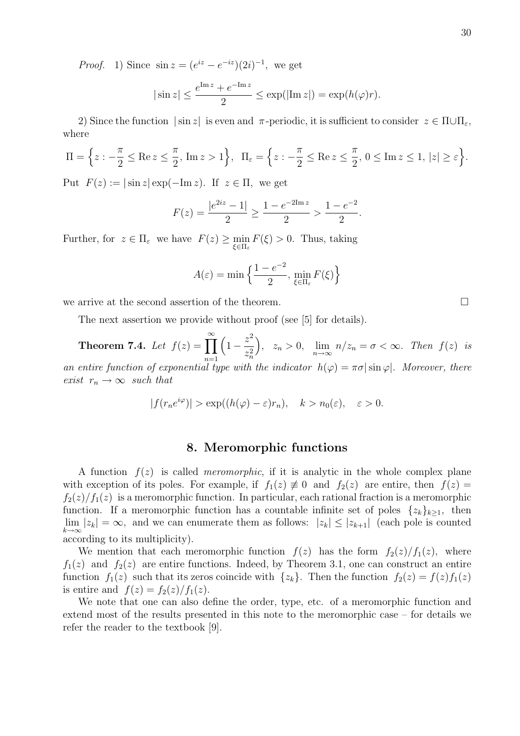*Proof.* 1) Since $\sin z = (e^{iz} - e^{-iz})(2i)^{-1}$, we get

$$|\sin z| \le \frac{e^{\mathrm{Im}\, z} + e^{-\mathrm{Im}\, z}}{2} \le \exp(|\mathrm{Im}\, z|) = \exp(h(\varphi)r).$$

2) Since the function $|\sin z|$ is even and $\pi$-periodic, it is sufficient to consider $z \in \Pi \cup \Pi_\varepsilon$, where

$$\Pi = \Big\{z : -\frac{\pi}{2} \le \mathrm{Re}\, z \le \frac{\pi}{2},\, \mathrm{Im}\, z > 1\Big\},\ \ \Pi_\varepsilon = \Big\{z : -\frac{\pi}{2} \le \mathrm{Re}\, z \le \frac{\pi}{2},\, 0 \le \mathrm{Im}\, z \le 1,\, |z| \ge \varepsilon\Big\}.$$

Put $F(z) := |\sin z| \exp(-\mathrm{Im}\, z)$. If $z \in \Pi$, we get

$$F(z) = \frac{|e^{2iz} - 1|}{2} \ge \frac{1 - e^{-2\mathrm{Im}\, z}}{2} > \frac{1 - e^{-2}}{2}.$$

Further, for $z \in \Pi_\varepsilon$ we have $F(z) \ge \min\limits_{\xi \in \Pi_\varepsilon} F(\xi) > 0$. Thus, taking

$$A(\varepsilon) = \min\Big\{\frac{1 - e^{-2}}{2},\, \min_{\xi \in \Pi_\varepsilon} F(\xi)\Big\}$$

we arrive at the second assertion of the theorem. $\square$

The next assertion we provide without proof (see [5] for details).

**Theorem 7.4.** *Let* $f(z) = \displaystyle\prod_{n=1}^{\infty}\Big(1 - \frac{z^2}{z_n^2}\Big)$, $z_n > 0$, $\lim\limits_{n\to\infty} n/z_n = \sigma < \infty$. *Then* $f(z)$ *is an entire function of exponential type with the indicator* $h(\varphi) = \pi\sigma|\sin\varphi|$. *Moreover, there exist* $r_n \to \infty$ *such that*

$$|f(r_n e^{i\varphi})| > \exp((h(\varphi) - \varepsilon)r_n), \quad k > n_0(\varepsilon), \quad \varepsilon > 0.$$

## 8. Meromorphic functions

A function $f(z)$ is called *meromorphic*, if it is analytic in the whole complex plane with exception of its poles. For example, if $f_1(z) \not\equiv 0$ and $f_2(z)$ are entire, then $f(z) = f_2(z)/f_1(z)$ is a meromorphic function. In particular, each rational fraction is a meromorphic function. If a meromorphic function has a countable infinite set of poles $\{z_k\}_{k\ge1}$, then $\lim\limits_{k\to\infty}|z_k| = \infty$, and we can enumerate them as follows: $|z_k| \le |z_{k+1}|$ (each pole is counted according to its multiplicity).

We mention that each meromorphic function $f(z)$ has the form $f_2(z)/f_1(z)$, where $f_1(z)$ and $f_2(z)$ are entire functions. Indeed, by Theorem 3.1, one can construct an entire function $f_1(z)$ such that its zeros coincide with $\{z_k\}$. Then the function $f_2(z) = f(z)f_1(z)$ is entire and $f(z) = f_2(z)/f_1(z)$.

We note that one can also define the order, type, etc. of a meromorphic function and extend most of the results presented in this note to the meromorphic case – for details we refer the reader to the textbook [9].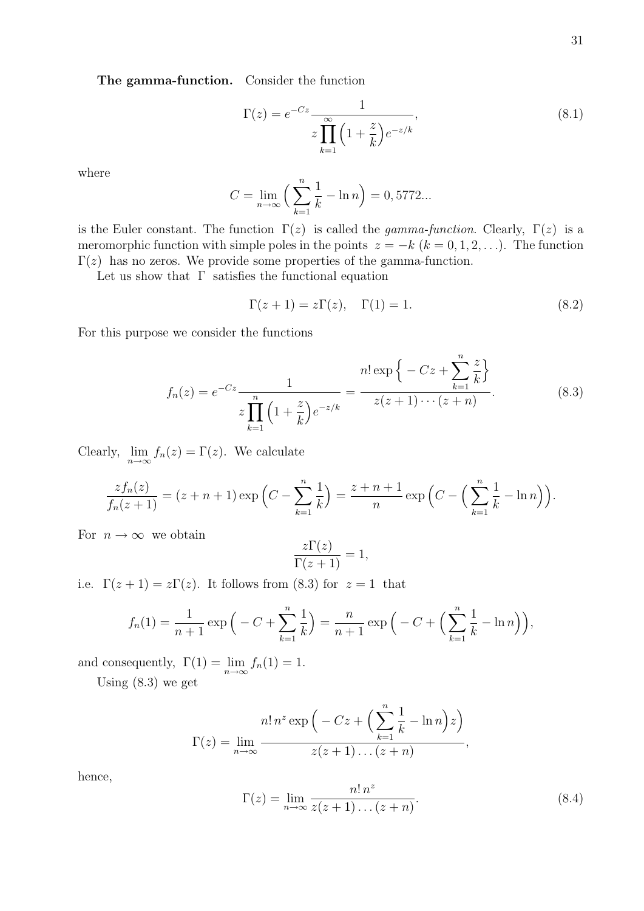**The gamma-function.** Consider the function

$$\Gamma(z) = e^{-Cz} \frac{1}{z \prod_{k=1}^{\infty} \Big(1 + \frac{z}{k}\Big) e^{-z/k}}, \tag{8.1}$$

where

$$C = \lim_{n\to\infty} \Big( \sum_{k=1}^{n} \frac{1}{k} - \ln n \Big) = 0,5772...$$

is the Euler constant. The function $\Gamma(z)$ is called the *gamma-function*. Clearly, $\Gamma(z)$ is a meromorphic function with simple poles in the points $z = -k$ $(k = 0, 1, 2, \ldots)$. The function $\Gamma(z)$ has no zeros. We provide some properties of the gamma-function.

Let us show that $\Gamma$ satisfies the functional equation

$$\Gamma(z+1) = z\Gamma(z), \quad \Gamma(1) = 1. \tag{8.2}$$

For this purpose we consider the functions

$$f_n(z) = e^{-Cz} \frac{1}{z \prod_{k=1}^{n} \Big(1 + \frac{z}{k}\Big) e^{-z/k}} = \frac{n! \exp\Big\{ -Cz + \sum_{k=1}^{n} \frac{z}{k} \Big\}}{z(z+1)\cdots(z+n)}. \tag{8.3}$$

Clearly, $\lim_{n\to\infty} f_n(z) = \Gamma(z)$. We calculate

$$\frac{z f_n(z)}{f_n(z+1)} = (z+n+1) \exp\Big( C - \sum_{k=1}^{n} \frac{1}{k} \Big) = \frac{z+n+1}{n} \exp\Big( C - \Big( \sum_{k=1}^{n} \frac{1}{k} - \ln n \Big) \Big).$$

For $n \to \infty$ we obtain

$$\frac{z\Gamma(z)}{\Gamma(z+1)} = 1,$$

i.e. $\Gamma(z+1) = z\Gamma(z)$. It follows from (8.3) for $z = 1$ that

$$f_n(1) = \frac{1}{n+1} \exp\Big( -C + \sum_{k=1}^{n} \frac{1}{k} \Big) = \frac{n}{n+1} \exp\Big( -C + \Big( \sum_{k=1}^{n} \frac{1}{k} - \ln n \Big) \Big),$$

and consequently, $\Gamma(1) = \lim_{n\to\infty} f_n(1) = 1$.

Using (8.3) we get

$$\Gamma(z) = \lim_{n\to\infty} \frac{n!\, n^z \exp\Big( -Cz + \Big( \sum_{k=1}^{n} \frac{1}{k} - \ln n \Big) z \Big)}{z(z+1)\ldots(z+n)},$$

hence,

$$\Gamma(z) = \lim_{n\to\infty} \frac{n!\, n^z}{z(z+1)\ldots(z+n)}. \tag{8.4}$$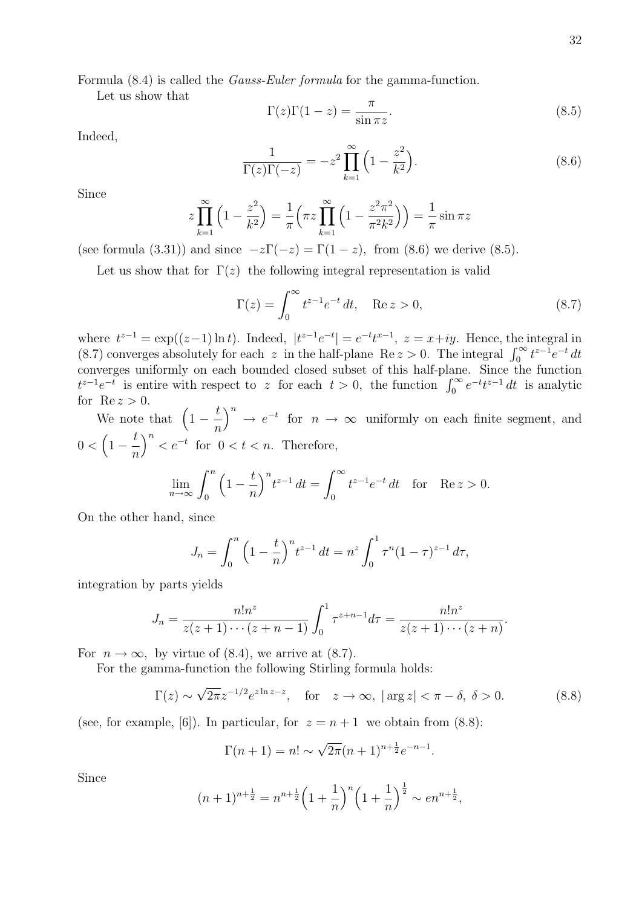Formula (8.4) is called the *Gauss-Euler formula* for the gamma-function.

Let us show that

$$\Gamma(z)\Gamma(1-z) = \frac{\pi}{\sin \pi z}. \tag{8.5}$$

Indeed,

$$\frac{1}{\Gamma(z)\Gamma(-z)} = -z^2 \prod_{k=1}^{\infty}\Big(1 - \frac{z^2}{k^2}\Big). \tag{8.6}$$

Since

$$z\prod_{k=1}^{\infty}\Big(1-\frac{z^2}{k^2}\Big) = \frac{1}{\pi}\Big(\pi z \prod_{k=1}^{\infty}\Big(1-\frac{z^2\pi^2}{\pi^2 k^2}\Big)\Big) = \frac{1}{\pi}\sin \pi z$$

(see formula (3.31)) and since $-z\Gamma(-z) = \Gamma(1-z)$, from (8.6) we derive (8.5).

Let us show that for $\Gamma(z)$ the following integral representation is valid

$$\Gamma(z) = \int_0^{\infty} t^{z-1}e^{-t}\,dt, \quad \operatorname{Re} z > 0, \tag{8.7}$$

where $t^{z-1} = \exp((z-1)\ln t)$. Indeed, $|t^{z-1}e^{-t}| = e^{-t}t^{x-1}$, $z = x+iy$. Hence, the integral in (8.7) converges absolutely for each $z$ in the half-plane $\operatorname{Re} z > 0$. The integral $\int_0^{\infty} t^{z-1}e^{-t}\,dt$ converges uniformly on each bounded closed subset of this half-plane. Since the function $t^{z-1}e^{-t}$ is entire with respect to $z$ for each $t > 0$, the function $\int_0^{\infty} e^{-t}t^{z-1}\,dt$ is analytic for $\operatorname{Re} z > 0$.

We note that $\Big(1 - \dfrac{t}{n}\Big)^n \to e^{-t}$ for $n \to \infty$ uniformly on each finite segment, and $0 < \Big(1 - \dfrac{t}{n}\Big)^n < e^{-t}$ for $0 < t < n$. Therefore,

$$\lim_{n\to\infty} \int_0^n \Big(1-\frac{t}{n}\Big)^n t^{z-1}\,dt = \int_0^{\infty} t^{z-1}e^{-t}\,dt \quad \text{for} \quad \operatorname{Re} z > 0.$$

On the other hand, since

$$J_n = \int_0^n \Big(1-\frac{t}{n}\Big)^n t^{z-1}\,dt = n^z\int_0^1 \tau^n(1-\tau)^{z-1}\,d\tau,$$

integration by parts yields

$$J_n = \frac{n!n^z}{z(z+1)\cdots(z+n-1)}\int_0^1 \tau^{z+n-1}d\tau = \frac{n!n^z}{z(z+1)\cdots(z+n)}.$$

For $n \to \infty$, by virtue of (8.4), we arrive at (8.7).

For the gamma-function the following Stirling formula holds:

$$\Gamma(z) \sim \sqrt{2\pi}z^{-1/2}e^{z\ln z - z}, \quad \text{for} \quad z \to \infty,\ |\arg z| < \pi - \delta,\ \delta > 0. \tag{8.8}$$

(see, for example, [6]). In particular, for $z = n+1$ we obtain from (8.8):

$$\Gamma(n+1) = n! \sim \sqrt{2\pi}(n+1)^{n+\frac{1}{2}}e^{-n-1}.$$

Since

$$(n+1)^{n+\frac{1}{2}} = n^{n+\frac{1}{2}}\Big(1+\frac{1}{n}\Big)^n\Big(1+\frac{1}{n}\Big)^{\frac{1}{2}} \sim en^{n+\frac{1}{2}},$$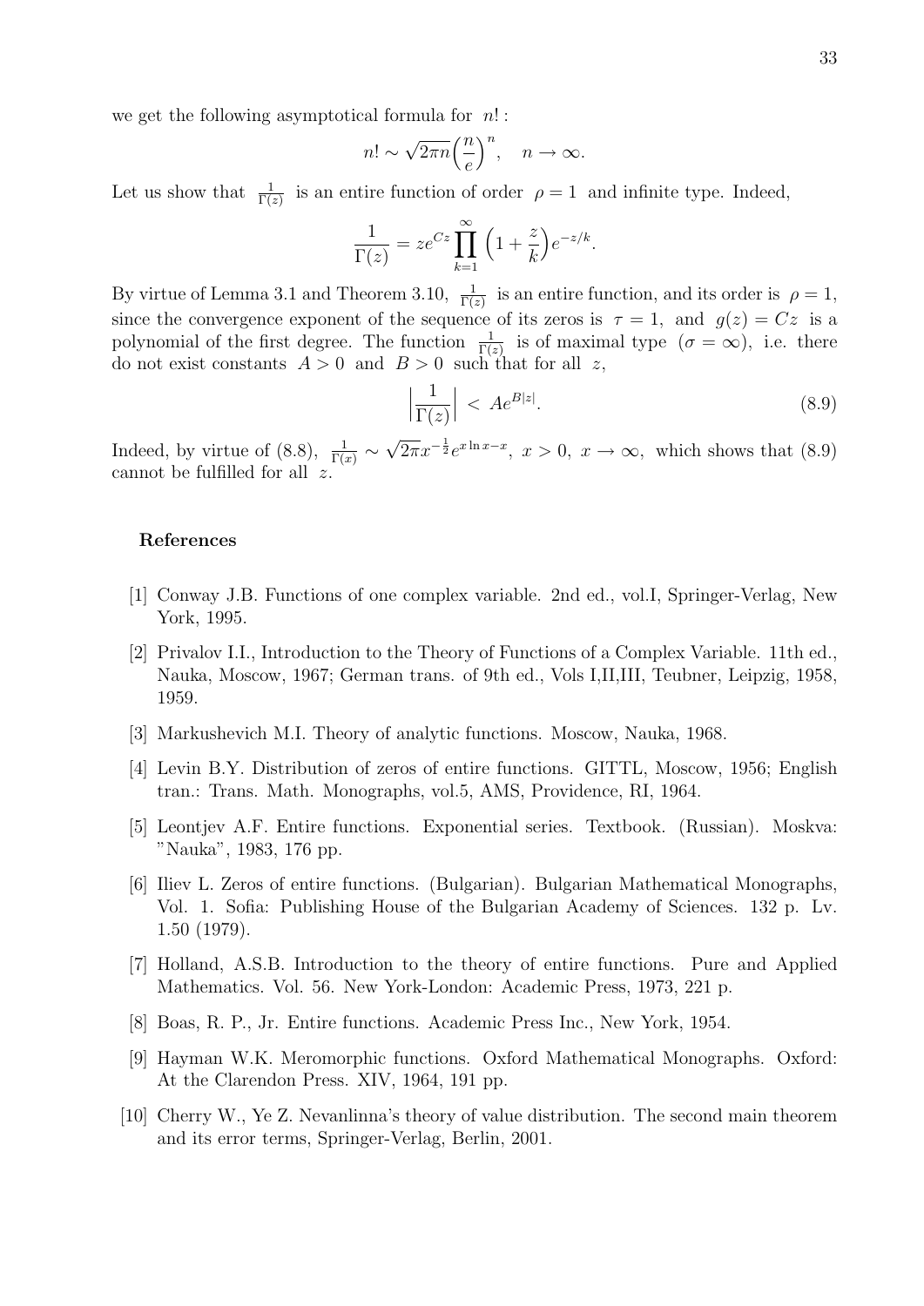we get the following asymptotical formula for $n!$ :

$$n! \sim \sqrt{2\pi n}\Big(\frac{n}{e}\Big)^n, \quad n \to \infty.$$

Let us show that $\frac{1}{\Gamma(z)}$ is an entire function of order $\rho = 1$ and infinite type. Indeed,

$$\frac{1}{\Gamma(z)} = ze^{Cz}\prod_{k=1}^{\infty}\Big(1+\frac{z}{k}\Big)e^{-z/k}.$$

By virtue of Lemma 3.1 and Theorem 3.10, $\frac{1}{\Gamma(z)}$ is an entire function, and its order is $\rho = 1$, since the convergence exponent of the sequence of its zeros is $\tau = 1$, and $g(z) = Cz$ is a polynomial of the first degree. The function $\frac{1}{\Gamma(z)}$ is of maximal type $(\sigma = \infty)$, i.e. there do not exist constants $A > 0$ and $B > 0$ such that for all $z$,

$$\Big|\frac{1}{\Gamma(z)}\Big| \,<\, Ae^{B|z|}. \tag{8.9}$$

Indeed, by virtue of (8.8), $\frac{1}{\Gamma(x)} \sim \sqrt{2\pi}x^{-\frac{1}{2}}e^{x\ln x - x}$, $x > 0$, $x \to \infty$, which shows that (8.9) cannot be fulfilled for all $z$.

### References

[1] Conway J.B. Functions of one complex variable. 2nd ed., vol.I, Springer-Verlag, New York, 1995.

[2] Privalov I.I., Introduction to the Theory of Functions of a Complex Variable. 11th ed., Nauka, Moscow, 1967; German trans. of 9th ed., Vols I,II,III, Teubner, Leipzig, 1958, 1959.

[3] Markushevich M.I. Theory of analytic functions. Moscow, Nauka, 1968.

[4] Levin B.Y. Distribution of zeros of entire functions. GITTL, Moscow, 1956; English tran.: Trans. Math. Monographs, vol.5, AMS, Providence, RI, 1964.

[5] Leontjev A.F. Entire functions. Exponential series. Textbook. (Russian). Moskva: "Nauka", 1983, 176 pp.

[6] Iliev L. Zeros of entire functions. (Bulgarian). Bulgarian Mathematical Monographs, Vol. 1. Sofia: Publishing House of the Bulgarian Academy of Sciences. 132 p. Lv. 1.50 (1979).

[7] Holland, A.S.B. Introduction to the theory of entire functions. Pure and Applied Mathematics. Vol. 56. New York-London: Academic Press, 1973, 221 p.

[8] Boas, R. P., Jr. Entire functions. Academic Press Inc., New York, 1954.

[9] Hayman W.K. Meromorphic functions. Oxford Mathematical Monographs. Oxford: At the Clarendon Press. XIV, 1964, 191 pp.

[10] Cherry W., Ye Z. Nevanlinna's theory of value distribution. The second main theorem and its error terms, Springer-Verlag, Berlin, 2001.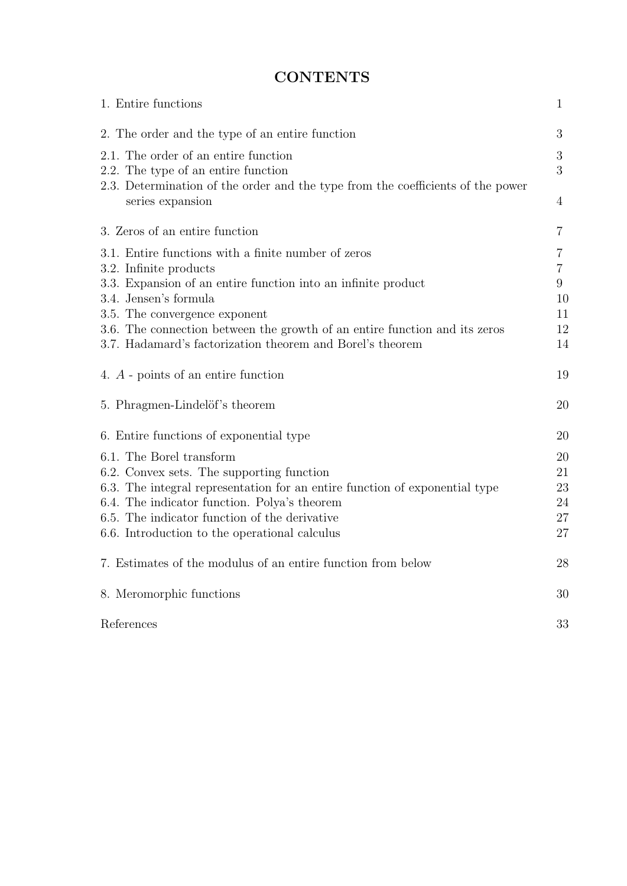# CONTENTS

| | |
|---|---|
| 1. Entire functions | 1 |
| 2. The order and the type of an entire function | 3 |
| 2.1. The order of an entire function | 3 |
| 2.2. The type of an entire function | 3 |
| 2.3. Determination of the order and the type from the coefficients of the power series expansion | 4 |
| 3. Zeros of an entire function | 7 |
| 3.1. Entire functions with a finite number of zeros | 7 |
| 3.2. Infinite products | 7 |
| 3.3. Expansion of an entire function into an infinite product | 9 |
| 3.4. Jensen's formula | 10 |
| 3.5. The convergence exponent | 11 |
| 3.6. The connection between the growth of an entire function and its zeros | 12 |
| 3.7. Hadamard's factorization theorem and Borel's theorem | 14 |
| 4. $A$ - points of an entire function | 19 |
| 5. Phragmen-Lindelöf's theorem | 20 |
| 6. Entire functions of exponential type | 20 |
| 6.1. The Borel transform | 20 |
| 6.2. Convex sets. The supporting function | 21 |
| 6.3. The integral representation for an entire function of exponential type | 23 |
| 6.4. The indicator function. Polya's theorem | 24 |
| 6.5. The indicator function of the derivative | 27 |
| 6.6. Introduction to the operational calculus | 27 |
| 7. Estimates of the modulus of an entire function from below | 28 |
| 8. Meromorphic functions | 30 |
| References | 33 |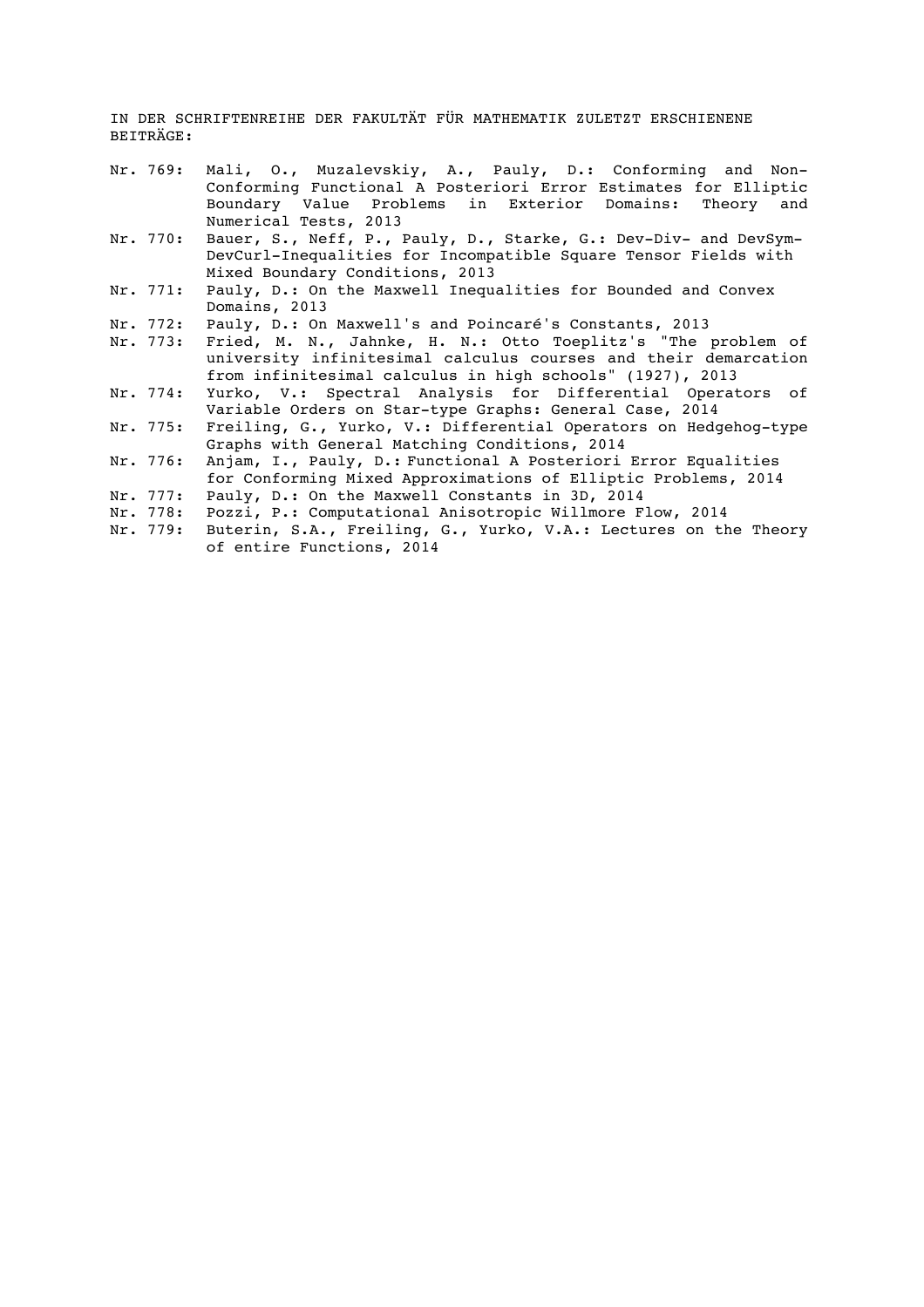IN DER SCHRIFTENREIHE DER FAKULTÄT FÜR MATHEMATIK ZULETZT ERSCHIENENE BEITRÄGE:

- Nr. 769: Mali, O., Muzalevskiy, A., Pauly, D.: Conforming and Non-Conforming Functional A Posteriori Error Estimates for Elliptic Boundary Value Problems in Exterior Domains: Theory and Numerical Tests, 2013
- Nr. 770: Bauer, S., Neff, P., Pauly, D., Starke, G.: Dev-Div- and DevSym-DevCurl-Inequalities for Incompatible Square Tensor Fields with Mixed Boundary Conditions, 2013
- Nr. 771: Pauly, D.: On the Maxwell Inequalities for Bounded and Convex Domains, 2013
- Nr. 772: Pauly, D.: On Maxwell's and Poincaré's Constants, 2013
- Nr. 773: Fried, M. N., Jahnke, H. N.: Otto Toeplitz's "The problem of university infinitesimal calculus courses and their demarcation from infinitesimal calculus in high schools" (1927), 2013
- Nr. 774: Yurko, V.: Spectral Analysis for Differential Operators of Variable Orders on Star-type Graphs: General Case, 2014
- Nr. 775: Freiling, G., Yurko, V.: Differential Operators on Hedgehog-type Graphs with General Matching Conditions, 2014
- Nr. 776: Anjam, I., Pauly, D.: Functional A Posteriori Error Equalities for Conforming Mixed Approximations of Elliptic Problems, 2014
- Nr. 777: Pauly, D.: On the Maxwell Constants in 3D, 2014
- Nr. 778: Pozzi, P.: Computational Anisotropic Willmore Flow, 2014
- Nr. 779: Buterin, S.A., Freiling, G., Yurko, V.A.: Lectures on the Theory of entire Functions, 2014